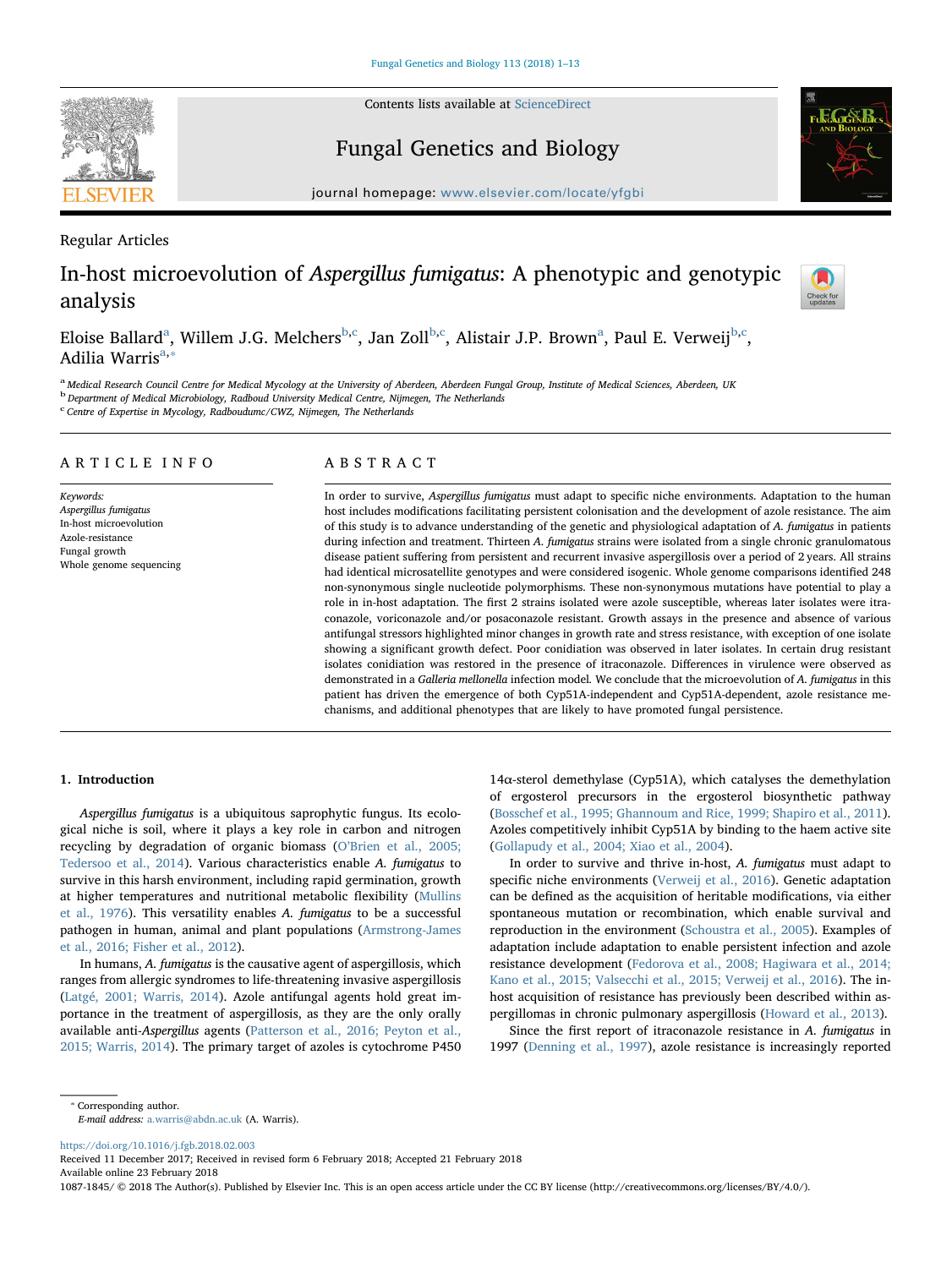Regular Articles

# In-host microevolution of *Aspergillus fumigatus*: A phenotypic and genotypic analysis

Eloise Ballard[a], Willem J.G. Melchers[b,c], Jan Zoll[b,c], Alistair J.P. Brown[a], Paul E. Verweij[b,c], Adilia Warris[a,*]

[a] Medical Research Council Centre for Medical Mycology at the University of Aberdeen, Aberdeen Fungal Group, Institute of Medical Sciences, Aberdeen, UK
[b] Department of Medical Microbiology, Radboud University Medical Centre, Nijmegen, The Netherlands
[c] Centre of Expertise in Mycology, Radboudumc/CWZ, Nijmegen, The Netherlands

## ARTICLE INFO

*Keywords:*
*Aspergillus fumigatus*
In-host microevolution
Azole-resistance
Fungal growth
Whole genome sequencing

## ABSTRACT

In order to survive, *Aspergillus fumigatus* must adapt to specific niche environments. Adaptation to the human host includes modifications facilitating persistent colonisation and the development of azole resistance. The aim of this study is to advance understanding of the genetic and physiological adaptation of *A. fumigatus* in patients during infection and treatment. Thirteen *A. fumigatus* strains were isolated from a single chronic granulomatous disease patient suffering from persistent and recurrent invasive aspergillosis over a period of 2 years. All strains had identical microsatellite genotypes and were considered isogenic. Whole genome comparisons identified 248 non-synonymous single nucleotide polymorphisms. These non-synonymous mutations have potential to play a role in in-host adaptation. The first 2 strains isolated were azole susceptible, whereas later isolates were itraconazole, voriconazole and/or posaconazole resistant. Growth assays in the presence and absence of various antifungal stressors highlighted minor changes in growth rate and stress resistance, with exception of one isolate showing a significant growth defect. Poor conidiation was observed in later isolates. In certain drug resistant isolates conidiation was restored in the presence of itraconazole. Differences in virulence were observed as demonstrated in a *Galleria mellonella* infection model. We conclude that the microevolution of *A. fumigatus* in this patient has driven the emergence of both Cyp51A-independent and Cyp51A-dependent, azole resistance mechanisms, and additional phenotypes that are likely to have promoted fungal persistence.

## 1. Introduction

*Aspergillus fumigatus* is a ubiquitous saprophytic fungus. Its ecological niche is soil, where it plays a key role in carbon and nitrogen recycling by degradation of organic biomass (O'Brien et al., 2005; Tedersoo et al., 2014). Various characteristics enable *A. fumigatus* to survive in this harsh environment, including rapid germination, growth at higher temperatures and nutritional metabolic flexibility (Mullins et al., 1976). This versatility enables *A. fumigatus* to be a successful pathogen in human, animal and plant populations (Armstrong-James et al., 2016; Fisher et al., 2012).

In humans, *A. fumigatus* is the causative agent of aspergillosis, which ranges from allergic syndromes to life-threatening invasive aspergillosis (Latgé, 2001; Warris, 2014). Azole antifungal agents hold great importance in the treatment of aspergillosis, as they are the only orally available anti-*Aspergillus* agents (Patterson et al., 2016; Peyton et al., 2015; Warris, 2014). The primary target of azoles is cytochrome P450 14α-sterol demethylase (Cyp51A), which catalyses the demethylation of ergosterol precursors in the ergosterol biosynthetic pathway (Bosschef et al., 1995; Ghannoum and Rice, 1999; Shapiro et al., 2011). Azoles competitively inhibit Cyp51A by binding to the haem active site (Gollapudy et al., 2004; Xiao et al., 2004).

In order to survive and thrive in-host, *A. fumigatus* must adapt to specific niche environments (Verweij et al., 2016). Genetic adaptation can be defined as the acquisition of heritable modifications, via either spontaneous mutation or recombination, which enable survival and reproduction in the environment (Schoustra et al., 2005). Examples of adaptation include adaptation to enable persistent infection and azole resistance development (Fedorova et al., 2008; Hagiwara et al., 2014; Kano et al., 2015; Valsecchi et al., 2015; Verweij et al., 2016). The in-host acquisition of resistance has previously been described within aspergillomas in chronic pulmonary aspergillosis (Howard et al., 2013).

Since the first report of itraconazole resistance in *A. fumigatus* in 1997 (Denning et al., 1997), azole resistance is increasingly reported

---

* Corresponding author.
*E-mail address:* a.warris@abdn.ac.uk (A. Warris).

https://doi.org/10.1016/j.fgb.2018.02.003
Received 11 December 2017; Received in revised form 6 February 2018; Accepted 21 February 2018
Available online 23 February 2018
1087-1845/ © 2018 The Author(s). Published by Elsevier Inc. This is an open access article under the CC BY license (http://creativecommons.org/licenses/BY/4.0/).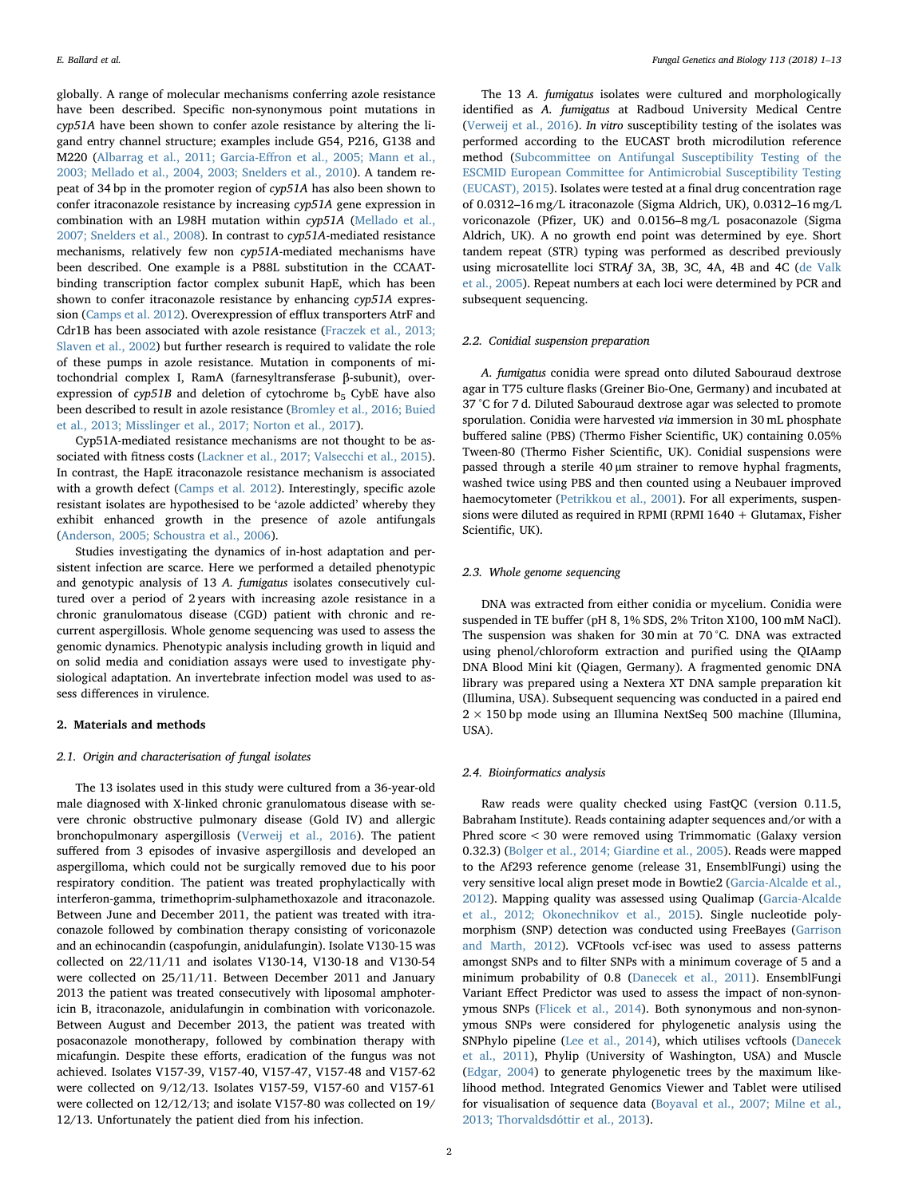globally. A range of molecular mechanisms conferring azole resistance have been described. Specific non-synonymous point mutations in *cyp51A* have been shown to confer azole resistance by altering the ligand entry channel structure; examples include G54, P216, G138 and M220 (Albarrag et al., 2011; Garcia-Effron et al., 2005; Mann et al., 2003; Mellado et al., 2004, 2003; Snelders et al., 2010). A tandem repeat of 34 bp in the promoter region of *cyp51A* has also been shown to confer itraconazole resistance by increasing *cyp51A* gene expression in combination with an L98H mutation within *cyp51A* (Mellado et al., 2007; Snelders et al., 2008). In contrast to *cyp51A*-mediated resistance mechanisms, relatively few non *cyp51A*-mediated mechanisms have been described. One example is a P88L substitution in the CCAAT-binding transcription factor complex subunit HapE, which has been shown to confer itraconazole resistance by enhancing *cyp51A* expression (Camps et al. 2012). Overexpression of efflux transporters AtrF and Cdr1B has been associated with azole resistance (Fraczek et al., 2013; Slaven et al., 2002) but further research is required to validate the role of these pumps in azole resistance. Mutation in components of mitochondrial complex I, RamA (farnesyltransferase β-subunit), overexpression of *cyp51B* and deletion of cytochrome $b_5$ CybE have also been described to result in azole resistance (Bromley et al., 2016; Buied et al., 2013; Misslinger et al., 2017; Norton et al., 2017).

Cyp51A-mediated resistance mechanisms are not thought to be associated with fitness costs (Lackner et al., 2017; Valsecchi et al., 2015). In contrast, the HapE itraconazole resistance mechanism is associated with a growth defect (Camps et al. 2012). Interestingly, specific azole resistant isolates are hypothesised to be 'azole addicted' whereby they exhibit enhanced growth in the presence of azole antifungals (Anderson, 2005; Schoustra et al., 2006).

Studies investigating the dynamics of in-host adaptation and persistent infection are scarce. Here we performed a detailed phenotypic and genotypic analysis of 13 *A. fumigatus* isolates consecutively cultured over a period of 2 years with increasing azole resistance in a chronic granulomatous disease (CGD) patient with chronic and recurrent aspergillosis. Whole genome sequencing was used to assess the genomic dynamics. Phenotypic analysis including growth in liquid and on solid media and conidiation assays were used to investigate physiological adaptation. An invertebrate infection model was used to assess differences in virulence.

## 2. Materials and methods

### 2.1. Origin and characterisation of fungal isolates

The 13 isolates used in this study were cultured from a 36-year-old male diagnosed with X-linked chronic granulomatous disease with severe chronic obstructive pulmonary disease (Gold IV) and allergic bronchopulmonary aspergillosis (Verweij et al., 2016). The patient suffered from 3 episodes of invasive aspergillosis and developed an aspergilloma, which could not be surgically removed due to his poor respiratory condition. The patient was treated prophylactically with interferon-gamma, trimethoprim-sulphamethoxazole and itraconazole. Between June and December 2011, the patient was treated with itraconazole followed by combination therapy consisting of voriconazole and an echinocandin (caspofungin, anidulafungin). Isolate V130-15 was collected on 22/11/11 and isolates V130-14, V130-18 and V130-54 were collected on 25/11/11. Between December 2011 and January 2013 the patient was treated consecutively with liposomal amphotericin B, itraconazole, anidulafungin in combination with voriconazole. Between August and December 2013, the patient was treated with posaconazole monotherapy, followed by combination therapy with micafungin. Despite these efforts, eradication of the fungus was not achieved. Isolates V157-39, V157-40, V157-47, V157-48 and V157-62 were collected on 9/12/13. Isolates V157-59, V157-60 and V157-61 were collected on 12/12/13; and isolate V157-80 was collected on 19/12/13. Unfortunately the patient died from his infection.

The 13 *A. fumigatus* isolates were cultured and morphologically identified as *A. fumigatus* at Radboud University Medical Centre (Verweij et al., 2016). *In vitro* susceptibility testing of the isolates was performed according to the EUCAST broth microdilution reference method (Subcommittee on Antifungal Susceptibility Testing of the ESCMID European Committee for Antimicrobial Susceptibility Testing (EUCAST), 2015). Isolates were tested at a final drug concentration rage of 0.0312–16 mg/L itraconazole (Sigma Aldrich, UK), 0.0312–16 mg/L voriconazole (Pfizer, UK) and 0.0156–8 mg/L posaconazole (Sigma Aldrich, UK). A no growth end point was determined by eye. Short tandem repeat (STR) typing was performed as described previously using microsatellite loci STR*Af* 3A, 3B, 3C, 4A, 4B and 4C (de Valk et al., 2005). Repeat numbers at each loci were determined by PCR and subsequent sequencing.

### 2.2. Conidial suspension preparation

*A. fumigatus* conidia were spread onto diluted Sabouraud dextrose agar in T75 culture flasks (Greiner Bio-One, Germany) and incubated at 37 °C for 7 d. Diluted Sabouraud dextrose agar was selected to promote sporulation. Conidia were harvested *via* immersion in 30 mL phosphate buffered saline (PBS) (Thermo Fisher Scientific, UK) containing 0.05% Tween-80 (Thermo Fisher Scientific, UK). Conidial suspensions were passed through a sterile 40 µm strainer to remove hyphal fragments, washed twice using PBS and then counted using a Neubauer improved haemocytometer (Petrikkou et al., 2001). For all experiments, suspensions were diluted as required in RPMI (RPMI 1640 + Glutamax, Fisher Scientific, UK).

### 2.3. Whole genome sequencing

DNA was extracted from either conidia or mycelium. Conidia were suspended in TE buffer (pH 8, 1% SDS, 2% Triton X100, 100 mM NaCl). The suspension was shaken for 30 min at 70 °C. DNA was extracted using phenol/chloroform extraction and purified using the QIAamp DNA Blood Mini kit (Qiagen, Germany). A fragmented genomic DNA library was prepared using a Nextera XT DNA sample preparation kit (Illumina, USA). Subsequent sequencing was conducted in a paired end 2 × 150 bp mode using an Illumina NextSeq 500 machine (Illumina, USA).

### 2.4. Bioinformatics analysis

Raw reads were quality checked using FastQC (version 0.11.5, Babraham Institute). Reads containing adapter sequences and/or with a Phred score < 30 were removed using Trimmomatic (Galaxy version 0.32.3) (Bolger et al., 2014; Giardine et al., 2005). Reads were mapped to the Af293 reference genome (release 31, EnsemblFungi) using the very sensitive local align preset mode in Bowtie2 (Garcia-Alcalde et al., 2012). Mapping quality was assessed using Qualimap (Garcia-Alcalde et al., 2012; Okonechnikov et al., 2015). Single nucleotide polymorphism (SNP) detection was conducted using FreeBayes (Garrison and Marth, 2012). VCFtools vcf-isec was used to assess patterns amongst SNPs and to filter SNPs with a minimum coverage of 5 and a minimum probability of 0.8 (Danecek et al., 2011). EnsemblFungi Variant Effect Predictor was used to assess the impact of non-synonymous SNPs (Flicek et al., 2014). Both synonymous and non-synonymous SNPs were considered for phylogenetic analysis using the SNPhylo pipeline (Lee et al., 2014), which utilises vcftools (Danecek et al., 2011), Phylip (University of Washington, USA) and Muscle (Edgar, 2004) to generate phylogenetic trees by the maximum likelihood method. Integrated Genomics Viewer and Tablet were utilised for visualisation of sequence data (Boyaval et al., 2007; Milne et al., 2013; Thorvaldsdóttir et al., 2013).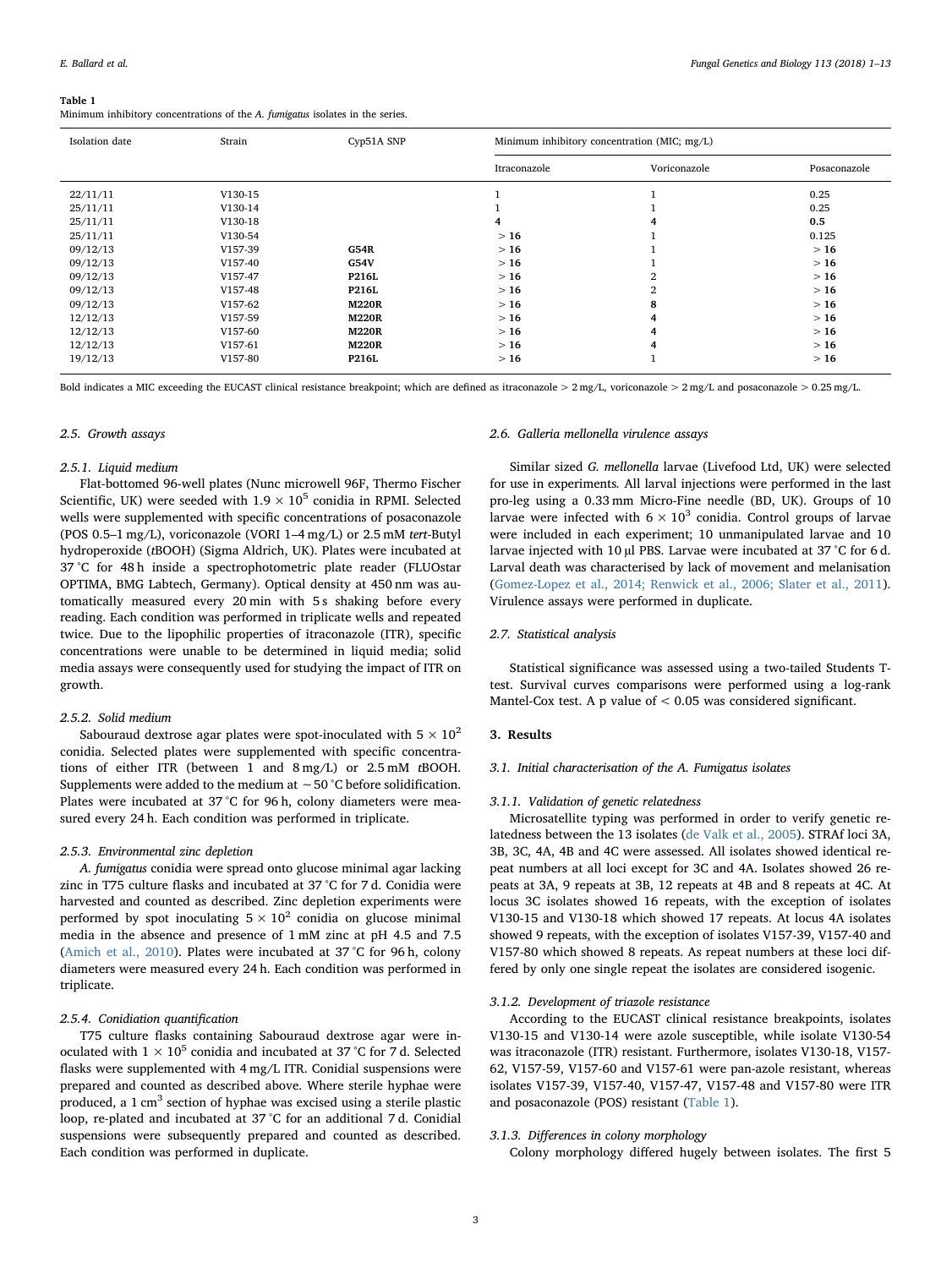**Table 1**
Minimum inhibitory concentrations of the *A. fumigatus* isolates in the series.

| Isolation date | Strain | Cyp51A SNP | Minimum inhibitory concentration (MIC; mg/L) | | |
|---|---|---|---|---|---|
| | | | Itraconazole | Voriconazole | Posaconazole |
| 22/11/11 | V130-15 | | 1 | 1 | 0.25 |
| 25/11/11 | V130-14 | | 1 | 1 | 0.25 |
| 25/11/11 | V130-18 | | **4** | **4** | **0.5** |
| 25/11/11 | V130-54 | | **> 16** | 1 | 0.125 |
| 09/12/13 | V157-39 | **G54R** | **> 16** | 1 | **> 16** |
| 09/12/13 | V157-40 | **G54V** | **> 16** | 1 | **> 16** |
| 09/12/13 | V157-47 | **P216L** | **> 16** | 2 | **> 16** |
| 09/12/13 | V157-48 | **P216L** | **> 16** | 2 | **> 16** |
| 09/12/13 | V157-62 | **M220R** | **> 16** | **8** | **> 16** |
| 12/12/13 | V157-59 | **M220R** | **> 16** | **4** | **> 16** |
| 12/12/13 | V157-60 | **M220R** | **> 16** | **4** | **> 16** |
| 12/12/13 | V157-61 | **M220R** | **> 16** | **4** | **> 16** |
| 19/12/13 | V157-80 | **P216L** | **> 16** | 1 | **> 16** |

Bold indicates a MIC exceeding the EUCAST clinical resistance breakpoint; which are defined as itraconazole > 2 mg/L, voriconazole > 2 mg/L and posaconazole > 0.25 mg/L.

### 2.5. Growth assays

#### 2.5.1. Liquid medium

Flat-bottomed 96-well plates (Nunc microwell 96F, Thermo Fischer Scientific, UK) were seeded with $1.9 \times 10^5$ conidia in RPMI. Selected wells were supplemented with specific concentrations of posaconazole (POS 0.5–1 mg/L), voriconazole (VORI 1–4 mg/L) or 2.5 mM *tert*-Butyl hydroperoxide (*t*BOOH) (Sigma Aldrich, UK). Plates were incubated at 37 °C for 48 h inside a spectrophotometric plate reader (FLUOstar OPTIMA, BMG Labtech, Germany). Optical density at 450 nm was automatically measured every 20 min with 5 s shaking before every reading. Each condition was performed in triplicate wells and repeated twice. Due to the lipophilic properties of itraconazole (ITR), specific concentrations were unable to be determined in liquid media; solid media assays were consequently used for studying the impact of ITR on growth.

#### 2.5.2. Solid medium

Sabouraud dextrose agar plates were spot-inoculated with $5 \times 10^2$ conidia. Selected plates were supplemented with specific concentrations of either ITR (between 1 and 8 mg/L) or 2.5 mM *t*BOOH. Supplements were added to the medium at ~50 °C before solidification. Plates were incubated at 37 °C for 96 h, colony diameters were measured every 24 h. Each condition was performed in triplicate.

#### 2.5.3. Environmental zinc depletion

*A. fumigatus* conidia were spread onto glucose minimal agar lacking zinc in T75 culture flasks and incubated at 37 °C for 7 d. Conidia were harvested and counted as described. Zinc depletion experiments were performed by spot inoculating $5 \times 10^2$ conidia on glucose minimal media in the absence and presence of 1 mM zinc at pH 4.5 and 7.5 (Amich et al., 2010). Plates were incubated at 37 °C for 96 h, colony diameters were measured every 24 h. Each condition was performed in triplicate.

#### 2.5.4. Conidiation quantification

T75 culture flasks containing Sabouraud dextrose agar were inoculated with $1 \times 10^5$ conidia and incubated at 37 °C for 7 d. Selected flasks were supplemented with 4 mg/L ITR. Conidial suspensions were prepared and counted as described above. Where sterile hyphae were produced, a 1 cm$^3$ section of hyphae was excised using a sterile plastic loop, re-plated and incubated at 37 °C for an additional 7 d. Conidial suspensions were subsequently prepared and counted as described. Each condition was performed in duplicate.

### 2.6. Galleria mellonella virulence assays

Similar sized *G. mellonella* larvae (Livefood Ltd, UK) were selected for use in experiments. All larval injections were performed in the last pro-leg using a 0.33 mm Micro-Fine needle (BD, UK). Groups of 10 larvae were infected with $6 \times 10^3$ conidia. Control groups of larvae were included in each experiment; 10 unmanipulated larvae and 10 larvae injected with 10 µl PBS. Larvae were incubated at 37 °C for 6 d. Larval death was characterised by lack of movement and melanisation (Gomez-Lopez et al., 2014; Renwick et al., 2006; Slater et al., 2011). Virulence assays were performed in duplicate.

### 2.7. Statistical analysis

Statistical significance was assessed using a two-tailed Students T-test. Survival curves comparisons were performed using a log-rank Mantel-Cox test. A p value of $< 0.05$ was considered significant.

## 3. Results

### 3.1. Initial characterisation of the A. Fumigatus isolates

#### 3.1.1. Validation of genetic relatedness

Microsatellite typing was performed in order to verify genetic relatedness between the 13 isolates (de Valk et al., 2005). STRAf loci 3A, 3B, 3C, 4A, 4B and 4C were assessed. All isolates showed identical repeat numbers at all loci except for 3C and 4A. Isolates showed 26 repeats at 3A, 9 repeats at 3B, 12 repeats at 4B and 8 repeats at 4C. At locus 3C isolates showed 16 repeats, with the exception of isolates V130-15 and V130-18 which showed 17 repeats. At locus 4A isolates showed 9 repeats, with the exception of isolates V157-39, V157-40 and V157-80 which showed 8 repeats. As repeat numbers at these loci differed by only one single repeat the isolates are considered isogenic.

#### 3.1.2. Development of triazole resistance

According to the EUCAST clinical resistance breakpoints, isolates V130-15 and V130-14 were azole susceptible, while isolate V130-54 was itraconazole (ITR) resistant. Furthermore, isolates V130-18, V157-62, V157-59, V157-60 and V157-61 were pan-azole resistant, whereas isolates V157-39, V157-40, V157-47, V157-48 and V157-80 were ITR and posaconazole (POS) resistant (Table 1).

#### 3.1.3. Differences in colony morphology

Colony morphology differed hugely between isolates. The first 5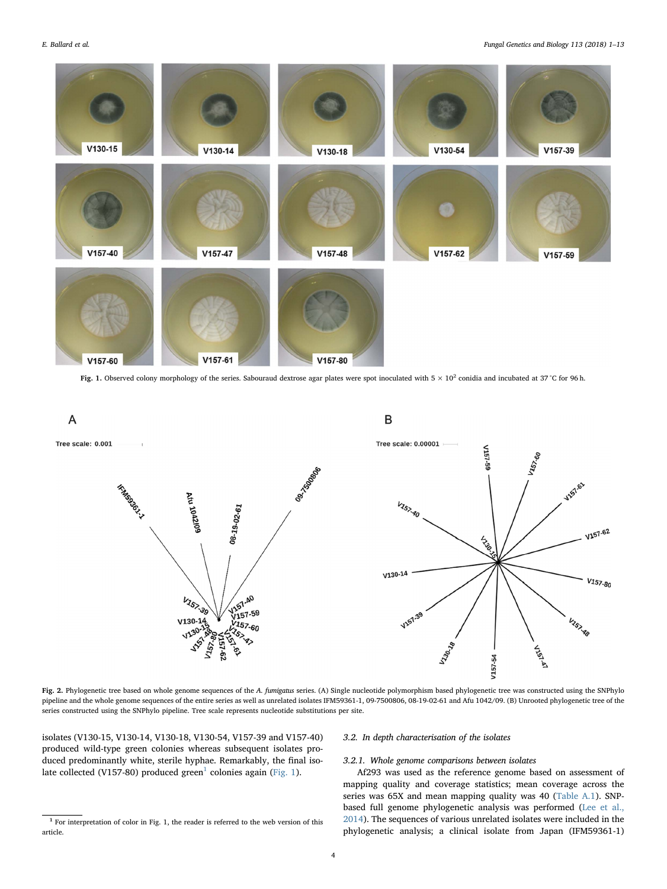Fig. 1. Observed colony morphology of the series. Sabouraud dextrose agar plates were spot inoculated with $5 \times 10^2$ conidia and incubated at 37 °C for 96 h.

Fig. 2. Phylogenetic tree based on whole genome sequences of the *A. fumigatus* series. (A) Single nucleotide polymorphism based phylogenetic tree was constructed using the SNPhylo pipeline and the whole genome sequences of the entire series as well as unrelated isolates IFM59361-1, 09-7500806, 08-19-02-61 and Afu 1042/09. (B) Unrooted phylogenetic tree of the series constructed using the SNPhylo pipeline. Tree scale represents nucleotide substitutions per site.

isolates (V130-15, V130-14, V130-18, V130-54, V157-39 and V157-40) produced wild-type green colonies whereas subsequent isolates produced predominantly white, sterile hyphae. Remarkably, the final isolate collected (V157-80) produced green[1] colonies again (Fig. 1).

[1] For interpretation of color in Fig. 1, the reader is referred to the web version of this article.

### 3.2. In depth characterisation of the isolates

#### 3.2.1. Whole genome comparisons between isolates

Af293 was used as the reference genome based on assessment of mapping quality and coverage statistics; mean coverage across the series was 65X and mean mapping quality was 40 (Table A.1). SNP-based full genome phylogenetic analysis was performed (Lee et al., 2014). The sequences of various unrelated isolates were included in the phylogenetic analysis; a clinical isolate from Japan (IFM59361-1)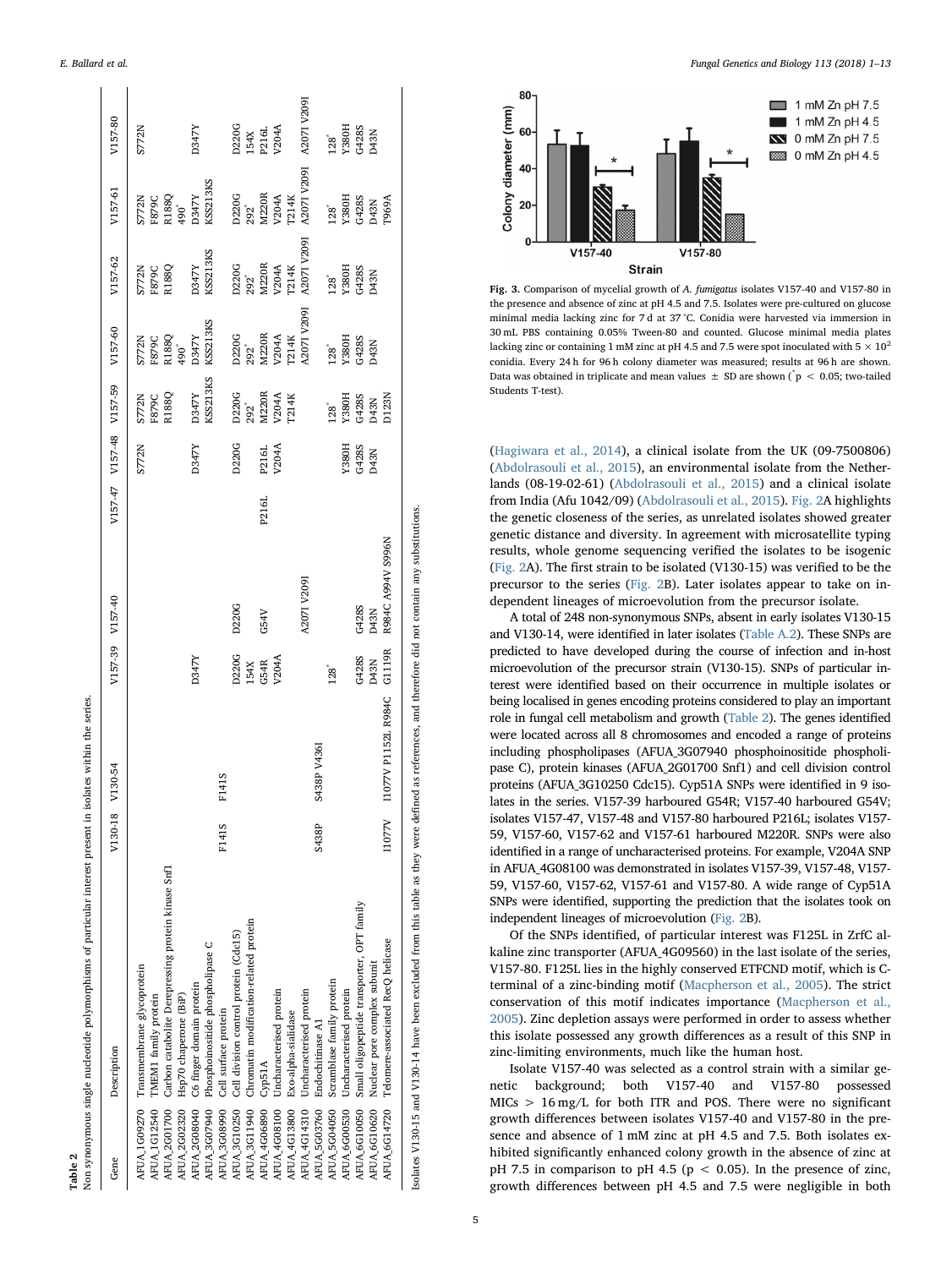**Table 2**
Non synonymous single nucleotide polymorphisms of particular interest present in isolates within the series.

| Gene | Description | V130-18 | V130-54 | V157-39 | V157-40 | V157-47 | V157-48 | V157-59 | V157-60 | V157-62 | V157-61 | V157-80 |
|---|---|---|---|---|---|---|---|---|---|---|---|---|
| AFUA_1G09270 | Transmembrane glycoprotein | | | | | | S772N | S772N | S772N | S772N | S772N | S772N |
| AFUA_1G12540 | TMEM1 family protein | | | | | | | F879C | F879C | F879C | F879C | |
| AFUA_2G01700 | Carbon catabolite Derepressing protein kinase Snf1 | | | | | | | R188Q | R188Q | R188Q | R188Q | |
| AFUA_2G02320 | Hsp70 chaperone (BiP) | | | | | | | | 490* | | 490* | |
| AFUA_2G08040 | C6 finger domain protein | | | D347Y | | | D347Y | D347Y | D347Y | D347Y | D347Y | D347Y |
| AFUA_3G07940 | Phosphoinositide phospholipase C | | | | | | | KSS213KS | KSS213KS | KSS213KS | KSS213KS | |
| AFUA_3G08990 | Cell surface protein | F141S | F141S | | | | | | | | | |
| AFUA_3G10250 | Cell division control protein (Cdc15) | | | D220G | D220G | | D220G | D220G | D220G | D220G | D220G | D220G |
| AFUA_3G11940 | Chromatin modification-related protein | | | 154X | | | | 292* | 292* | 292* | 292* | 154X |
| AFUA_4G06890 | Cyp51A | | | G54R | G54V | P216L | P216L | M220R | M220R | M220R | M220R | P216L |
| AFUA_4G08100 | Uncharacterised protein | | | V204A | | | V204A | V204A | V204A | V204A | V204A | V204A |
| AFUA_4G13800 | Exo-alpha-sialidase | | | | | | | T214K | T214K | T214K | T214K | |
| AFUA_4G14310 | Uncharacterised protein | | | | A207I V209I | | | | A207I V209I | A207I V209I | A207I V209I | A207I V209I |
| AFUA_5G03760 | Endochitinase A1 | S438P | S438P V436I | | | | | | | | | |
| AFUA_5G04050 | Scramblase family protein | | | 128* | | | | 128* | 128* | 128* | 128* | 128* |
| AFUA_6G00530 | Uncharacterised protein | | | | | | Y380H | Y380H | Y380H | Y380H | Y380H | Y380H |
| AFUA_6G10050 | Small oligopeptide transporter, OPT family | | | G428S | G428S | | G428S | G428S | G428S | G428S | G428S | G428S |
| AFUA_6G10620 | Nuclear pore complex subunit | | | D43N | D43N | | D43N | D43N | D43N | D43N | D43N | D43N |
| AFUA_6G14720 | Telomere-associated RecQ helicase | I1077V | I1077V P1152L R984C | G1119R | R984C A994V S996N | | | D123N | | | T969A | |

Isolates V130-15 and V130-14 have been excluded from this table as they were defined as references, and therefore did not contain any substitutions.

**Fig. 3.** Comparison of mycelial growth of *A. fumigatus* isolates V157-40 and V157-80 in the presence and absence of zinc at pH 4.5 and 7.5. Isolates were pre-cultured on glucose minimal media lacking zinc for 7 d at 37 °C. Conidia were harvested via immersion in 30 mL PBS containing 0.05% Tween-80 and counted. Glucose minimal media plates lacking zinc or containing 1 mM zinc at pH 4.5 and 7.5 were spot inoculated with $5 \times 10^2$ conidia. Every 24 h for 96 h colony diameter was measured; results at 96 h are shown. Data was obtained in triplicate and mean values ± SD are shown (*$p < 0.05$; two-tailed Students T-test).

(Hagiwara et al., 2014), a clinical isolate from the UK (09-7500806) (Abdolrasouli et al., 2015), an environmental isolate from the Netherlands (08-19-02-61) (Abdolrasouli et al., 2015) and a clinical isolate from India (Afu 1042/09) (Abdolrasouli et al., 2015). Fig. 2A highlights the genetic closeness of the series, as unrelated isolates showed greater genetic distance and diversity. In agreement with microsatellite typing results, whole genome sequencing verified the isolates to be isogenic (Fig. 2A). The first strain to be isolated (V130-15) was verified to be the precursor to the series (Fig. 2B). Later isolates appear to take on independent lineages of microevolution from the precursor isolate.

A total of 248 non-synonymous SNPs, absent in early isolates V130-15 and V130-14, were identified in later isolates (Table A.2). These SNPs are predicted to have developed during the course of infection and in-host microevolution of the precursor strain (V130-15). SNPs of particular interest were identified based on their occurrence in multiple isolates or being localised in genes encoding proteins considered to play an important role in fungal cell metabolism and growth (Table 2). The genes identified were located across all 8 chromosomes and encoded a range of proteins including phospholipases (AFUA_3G07940 phosphoinositide phospholipase C), protein kinases (AFUA_2G01700 Snf1) and cell division control proteins (AFUA_3G10250 Cdc15). Cyp51A SNPs were identified in 9 isolates in the series. V157-39 harboured G54R; V157-40 harboured G54V; isolates V157-47, V157-48 and V157-80 harboured P216L; isolates V157-59, V157-60, V157-62 and V157-61 harboured M220R. SNPs were also identified in a range of uncharacterised proteins. For example, V204A SNP in AFUA_4G08100 was demonstrated in isolates V157-39, V157-48, V157-59, V157-60, V157-62, V157-61 and V157-80. A wide range of Cyp51A SNPs were identified, supporting the prediction that the isolates took on independent lineages of microevolution (Fig. 2B).

Of the SNPs identified, of particular interest was F125L in ZrfC alkaline zinc transporter (AFUA_4G09560) in the last isolate of the series, V157-80. F125L lies in the highly conserved ETFCND motif, which is C-terminal of a zinc-binding motif (Macpherson et al., 2005). The strict conservation of this motif indicates importance (Macpherson et al., 2005). Zinc depletion assays were performed in order to assess whether this isolate possessed any growth differences as a result of this SNP in zinc-limiting environments, much like the human host.

Isolate V157-40 was selected as a control strain with a similar genetic background; both V157-40 and V157-80 possessed MICs > 16 mg/L for both ITR and POS. There were no significant growth differences between isolates V157-40 and V157-80 in the presence and absence of 1 mM zinc at pH 4.5 and 7.5. Both isolates exhibited significantly enhanced colony growth in the absence of zinc at pH 7.5 in comparison to pH 4.5 ($p < 0.05$). In the presence of zinc, growth differences between pH 4.5 and 7.5 were negligible in both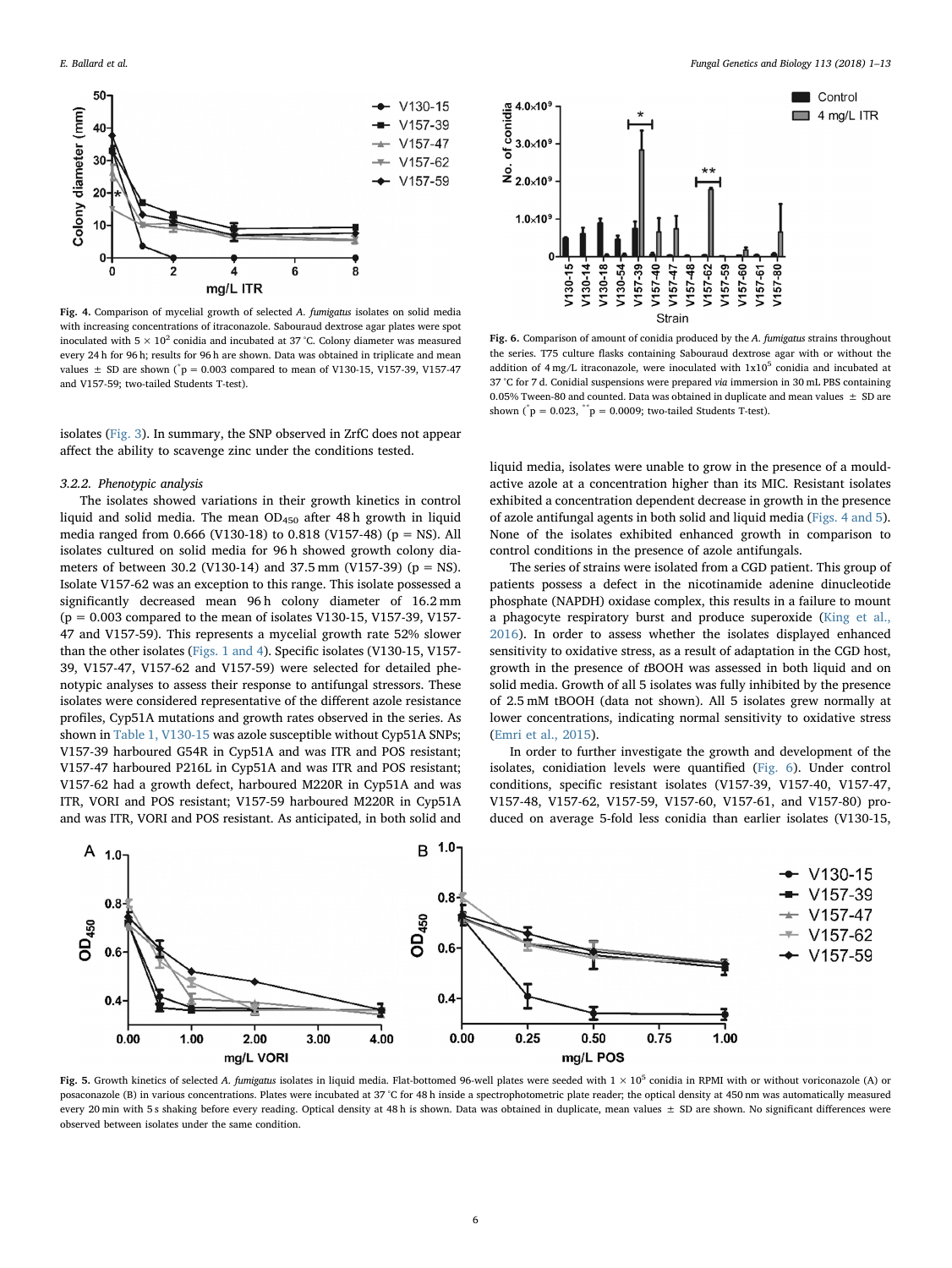Fig. 4. Comparison of mycelial growth of selected *A. fumigatus* isolates on solid media with increasing concentrations of itraconazole. Sabouraud dextrose agar plates were spot inoculated with $5 \times 10^2$ conidia and incubated at 37 °C. Colony diameter was measured every 24 h for 96 h; results for 96 h are shown. Data was obtained in triplicate and mean values ± SD are shown (*p = 0.003 compared to mean of V130-15, V157-39, V157-47 and V157-59; two-tailed Students T-test).

Fig. 6. Comparison of amount of conidia produced by the *A. fumigatus* strains throughout the series. T75 culture flasks containing Sabouraud dextrose agar with or without the addition of 4 mg/L itraconazole, were inoculated with $1 \times 10^5$ conidia and incubated at 37 °C for 7 d. Conidial suspensions were prepared *via* immersion in 30 mL PBS containing 0.05% Tween-80 and counted. Data was obtained in duplicate and mean values ± SD are shown (*p = 0.023, **p = 0.0009; two-tailed Students T-test).

isolates (Fig. 3). In summary, the SNP observed in ZrfC does not appear affect the ability to scavenge zinc under the conditions tested.

#### 3.2.2. Phenotypic analysis

The isolates showed variations in their growth kinetics in control liquid and solid media. The mean $OD_{450}$ after 48 h growth in liquid media ranged from 0.666 (V130-18) to 0.818 (V157-48) (p = NS). All isolates cultured on solid media for 96 h showed growth colony diameters of between 30.2 (V130-14) and 37.5 mm (V157-39) (p = NS). Isolate V157-62 was an exception to this range. This isolate possessed a significantly decreased mean 96 h colony diameter of 16.2 mm (p = 0.003 compared to the mean of isolates V130-15, V157-39, V157-47 and V157-59). This represents a mycelial growth rate 52% slower than the other isolates (Figs. 1 and 4). Specific isolates (V130-15, V157-39, V157-47, V157-62 and V157-59) were selected for detailed phenotypic analyses to assess their response to antifungal stressors. These isolates were considered representative of the different azole resistance profiles, Cyp51A mutations and growth rates observed in the series. As shown in Table 1, V130-15 was azole susceptible without Cyp51A SNPs; V157-39 harboured G54R in Cyp51A and was ITR and POS resistant; V157-47 harboured P216L in Cyp51A and was ITR and POS resistant; V157-62 had a growth defect, harboured M220R in Cyp51A and was ITR, VORI and POS resistant; V157-59 harboured M220R in Cyp51A and was ITR, VORI and POS resistant. As anticipated, in both solid and liquid media, isolates were unable to grow in the presence of a mould-active azole at a concentration higher than its MIC. Resistant isolates exhibited a concentration dependent decrease in growth in the presence of azole antifungal agents in both solid and liquid media (Figs. 4 and 5). None of the isolates exhibited enhanced growth in comparison to control conditions in the presence of azole antifungals.

The series of strains were isolated from a CGD patient. This group of patients possess a defect in the nicotinamide adenine dinucleotide phosphate (NAPDH) oxidase complex, this results in a failure to mount a phagocyte respiratory burst and produce superoxide (King et al., 2016). In order to assess whether the isolates displayed enhanced sensitivity to oxidative stress, as a result of adaptation in the CGD host, growth in the presence of *t*BOOH was assessed in both liquid and on solid media. Growth of all 5 isolates was fully inhibited by the presence of 2.5 mM tBOOH (data not shown). All 5 isolates grew normally at lower concentrations, indicating normal sensitivity to oxidative stress (Emri et al., 2015).

In order to further investigate the growth and development of the isolates, conidiation levels were quantified (Fig. 6). Under control conditions, specific resistant isolates (V157-39, V157-40, V157-47, V157-48, V157-62, V157-59, V157-60, V157-61, and V157-80) produced on average 5-fold less conidia than earlier isolates (V130-15,

Fig. 5. Growth kinetics of selected *A. fumigatus* isolates in liquid media. Flat-bottomed 96-well plates were seeded with $1 \times 10^5$ conidia in RPMI with or without voriconazole (A) or posaconazole (B) in various concentrations. Plates were incubated at 37 °C for 48 h inside a spectrophotometric plate reader; the optical density at 450 nm was automatically measured every 20 min with 5 s shaking before every reading. Optical density at 48 h is shown. Data was obtained in duplicate, mean values ± SD are shown. No significant differences were observed between isolates under the same condition.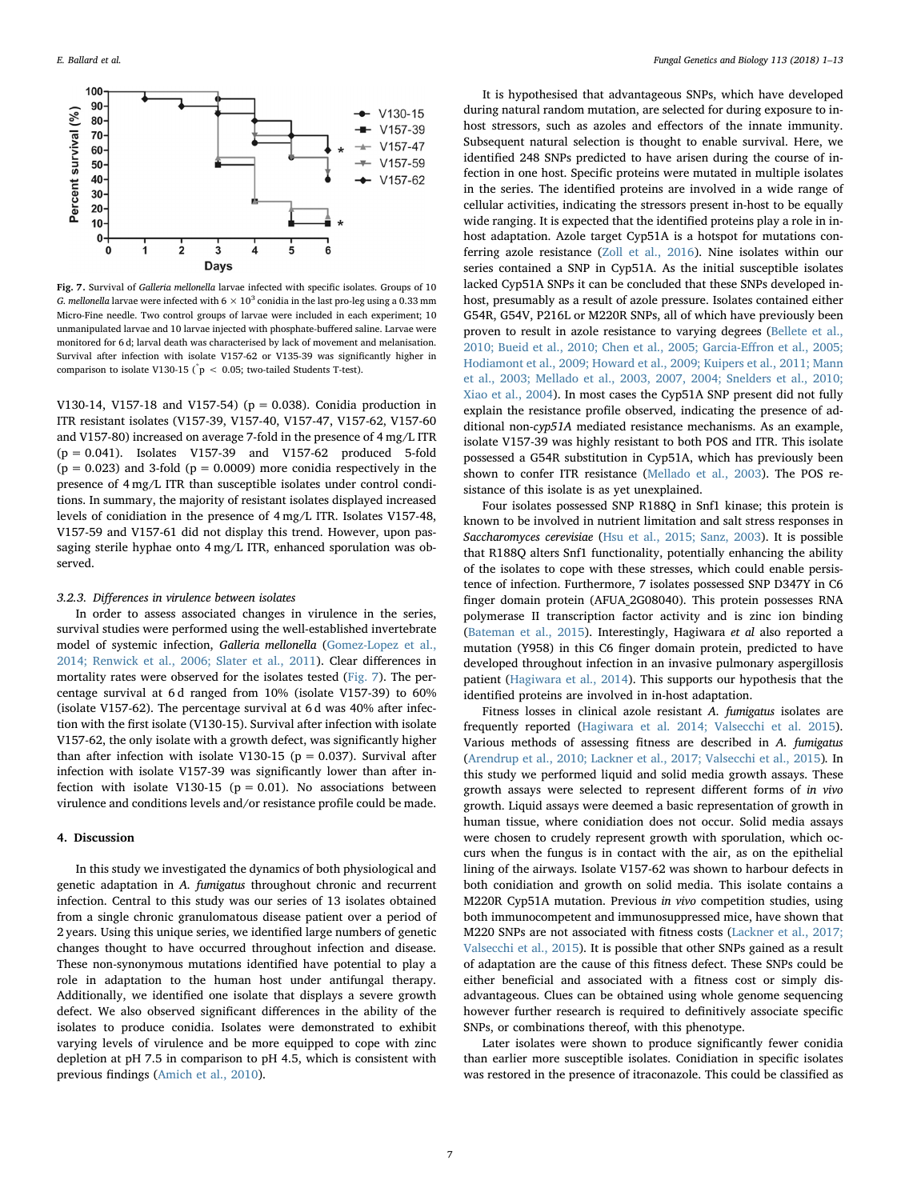**Fig. 7.** Survival of *Galleria mellonella* larvae infected with specific isolates. Groups of 10 *G. mellonella* larvae were infected with $6 \times 10^3$ conidia in the last pro-leg using a 0.33 mm Micro-Fine needle. Two control groups of larvae were included in each experiment; 10 unmanipulated larvae and 10 larvae injected with phosphate-buffered saline. Larvae were monitored for 6 d; larval death was characterised by lack of movement and melanisation. Survival after infection with isolate V157-62 or V135-39 was significantly higher in comparison to isolate V130-15 ($^*p < 0.05$; two-tailed Students T-test).

V130-14, V157-18 and V157-54) (p = 0.038). Conidia production in ITR resistant isolates (V157-39, V157-40, V157-47, V157-62, V157-60 and V157-80) increased on average 7-fold in the presence of 4 mg/L ITR (p = 0.041). Isolates V157-39 and V157-62 produced 5-fold (p = 0.023) and 3-fold (p = 0.0009) more conidia respectively in the presence of 4 mg/L ITR than susceptible isolates under control conditions. In summary, the majority of resistant isolates displayed increased levels of conidiation in the presence of 4 mg/L ITR. Isolates V157-48, V157-59 and V157-61 did not display this trend. However, upon passaging sterile hyphae onto 4 mg/L ITR, enhanced sporulation was observed.

### 3.2.3. Differences in virulence between isolates

In order to assess associated changes in virulence in the series, survival studies were performed using the well-established invertebrate model of systemic infection, *Galleria mellonella* (Gomez-Lopez et al., 2014; Renwick et al., 2006; Slater et al., 2011). Clear differences in mortality rates were observed for the isolates tested (Fig. 7). The percentage survival at 6 d ranged from 10% (isolate V157-39) to 60% (isolate V157-62). The percentage survival at 6 d was 40% after infection with the first isolate (V130-15). Survival after infection with isolate V157-62, the only isolate with a growth defect, was significantly higher than after infection with isolate V130-15 (p = 0.037). Survival after infection with isolate V157-39 was significantly lower than after infection with isolate V130-15 (p = 0.01). No associations between virulence and conditions levels and/or resistance profile could be made.

## 4. Discussion

In this study we investigated the dynamics of both physiological and genetic adaptation in *A. fumigatus* throughout chronic and recurrent infection. Central to this study was our series of 13 isolates obtained from a single chronic granulomatous disease patient over a period of 2 years. Using this unique series, we identified large numbers of genetic changes thought to have occurred throughout infection and disease. These non-synonymous mutations identified have potential to play a role in adaptation to the human host under antifungal therapy. Additionally, we identified one isolate that displays a severe growth defect. We also observed significant differences in the ability of the isolates to produce conidia. Isolates were demonstrated to exhibit varying levels of virulence and be more equipped to cope with zinc depletion at pH 7.5 in comparison to pH 4.5, which is consistent with previous findings (Amich et al., 2010).

It is hypothesised that advantageous SNPs, which have developed during natural random mutation, are selected for during exposure to in-host stressors, such as azoles and effectors of the innate immunity. Subsequent natural selection is thought to enable survival. Here, we identified 248 SNPs predicted to have arisen during the course of infection in one host. Specific proteins were mutated in multiple isolates in the series. The identified proteins are involved in a wide range of cellular activities, indicating the stressors present in-host to be equally wide ranging. It is expected that the identified proteins play a role in in-host adaptation. Azole target Cyp51A is a hotspot for mutations conferring azole resistance (Zoll et al., 2016). Nine isolates within our series contained a SNP in Cyp51A. As the initial susceptible isolates lacked Cyp51A SNPs it can be concluded that these SNPs developed in-host, presumably as a result of azole pressure. Isolates contained either G54R, G54V, P216L or M220R SNPs, all of which have previously been proven to result in azole resistance to varying degrees (Bellete et al., 2010; Bueid et al., 2010; Chen et al., 2005; Garcia-Effron et al., 2005; Hodiamont et al., 2009; Howard et al., 2009; Kuipers et al., 2011; Mann et al., 2003; Mellado et al., 2003, 2007, 2004; Snelders et al., 2010; Xiao et al., 2004). In most cases the Cyp51A SNP present did not fully explain the resistance profile observed, indicating the presence of additional non-*cyp51A* mediated resistance mechanisms. As an example, isolate V157-39 was highly resistant to both POS and ITR. This isolate possessed a G54R substitution in Cyp51A, which has previously been shown to confer ITR resistance (Mellado et al., 2003). The POS resistance of this isolate is as yet unexplained.

Four isolates possessed SNP R188Q in Snf1 kinase; this protein is known to be involved in nutrient limitation and salt stress responses in *Saccharomyces cerevisiae* (Hsu et al., 2015; Sanz, 2003). It is possible that R188Q alters Snf1 functionality, potentially enhancing the ability of the isolates to cope with these stresses, which could enable persistence of infection. Furthermore, 7 isolates possessed SNP D347Y in C6 finger domain protein (AFUA_2G08040). This protein possesses RNA polymerase II transcription factor activity and is zinc ion binding (Bateman et al., 2015). Interestingly, Hagiwara *et al* also reported a mutation (Y958) in this C6 finger domain protein, predicted to have developed throughout infection in an invasive pulmonary aspergillosis patient (Hagiwara et al., 2014). This supports our hypothesis that the identified proteins are involved in in-host adaptation.

Fitness losses in clinical azole resistant *A. fumigatus* isolates are frequently reported (Hagiwara et al. 2014; Valsecchi et al. 2015). Various methods of assessing fitness are described in *A. fumigatus* (Arendrup et al., 2010; Lackner et al., 2017; Valsecchi et al., 2015). In this study we performed liquid and solid media growth assays. These growth assays were selected to represent different forms of *in vivo* growth. Liquid assays were deemed a basic representation of growth in human tissue, where conidiation does not occur. Solid media assays were chosen to crudely represent growth with sporulation, which occurs when the fungus is in contact with the air, as on the epithelial lining of the airways. Isolate V157-62 was shown to harbour defects in both conidiation and growth on solid media. This isolate contains a M220R Cyp51A mutation. Previous *in vivo* competition studies, using both immunocompetent and immunosuppressed mice, have shown that M220 SNPs are not associated with fitness costs (Lackner et al., 2017; Valsecchi et al., 2015). It is possible that other SNPs gained as a result of adaptation are the cause of this fitness defect. These SNPs could be either beneficial and associated with a fitness cost or simply disadvantageous. Clues can be obtained using whole genome sequencing however further research is required to definitively associate specific SNPs, or combinations thereof, with this phenotype.

Later isolates were shown to produce significantly fewer conidia than earlier more susceptible isolates. Conidiation in specific isolates was restored in the presence of itraconazole. This could be classified as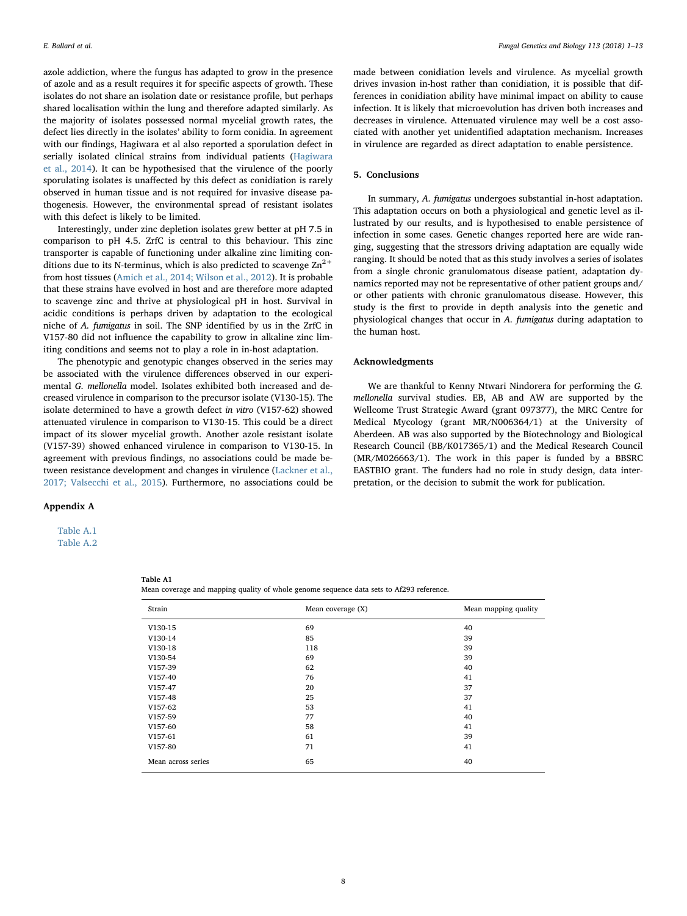azole addiction, where the fungus has adapted to grow in the presence of azole and as a result requires it for specific aspects of growth. These isolates do not share an isolation date or resistance profile, but perhaps shared localisation within the lung and therefore adapted similarly. As the majority of isolates possessed normal mycelial growth rates, the defect lies directly in the isolates' ability to form conidia. In agreement with our findings, Hagiwara et al also reported a sporulation defect in serially isolated clinical strains from individual patients (Hagiwara et al., 2014). It can be hypothesised that the virulence of the poorly sporulating isolates is unaffected by this defect as conidiation is rarely observed in human tissue and is not required for invasive disease pathogenesis. However, the environmental spread of resistant isolates with this defect is likely to be limited.

Interestingly, under zinc depletion isolates grew better at pH 7.5 in comparison to pH 4.5. ZrfC is central to this behaviour. This zinc transporter is capable of functioning under alkaline zinc limiting conditions due to its N-terminus, which is also predicted to scavenge $Zn^{2+}$ from host tissues (Amich et al., 2014; Wilson et al., 2012). It is probable that these strains have evolved in host and are therefore more adapted to scavenge zinc and thrive at physiological pH in host. Survival in acidic conditions is perhaps driven by adaptation to the ecological niche of *A. fumigatus* in soil. The SNP identified by us in the ZrfC in V157-80 did not influence the capability to grow in alkaline zinc limiting conditions and seems not to play a role in in-host adaptation.

The phenotypic and genotypic changes observed in the series may be associated with the virulence differences observed in our experimental *G. mellonella* model. Isolates exhibited both increased and decreased virulence in comparison to the precursor isolate (V130-15). The isolate determined to have a growth defect *in vitro* (V157-62) showed attenuated virulence in comparison to V130-15. This could be a direct impact of its slower mycelial growth. Another azole resistant isolate (V157-39) showed enhanced virulence in comparison to V130-15. In agreement with previous findings, no associations could be made between resistance development and changes in virulence (Lackner et al., 2017; Valsecchi et al., 2015). Furthermore, no associations could be made between conidiation levels and virulence. As mycelial growth drives invasion in-host rather than conidiation, it is possible that differences in conidiation ability have minimal impact on ability to cause infection. It is likely that microevolution has driven both increases and decreases in virulence. Attenuated virulence may well be a cost associated with another yet unidentified adaptation mechanism. Increases in virulence are regarded as direct adaptation to enable persistence.

## 5. Conclusions

In summary, *A. fumigatus* undergoes substantial in-host adaptation. This adaptation occurs on both a physiological and genetic level as illustrated by our results, and is hypothesised to enable persistence of infection in some cases. Genetic changes reported here are wide ranging, suggesting that the stressors driving adaptation are equally wide ranging. It should be noted that as this study involves a series of isolates from a single chronic granulomatous disease patient, adaptation dynamics reported may not be representative of other patient groups and/or other patients with chronic granulomatous disease. However, this study is the first to provide in depth analysis into the genetic and physiological changes that occur in *A. fumigatus* during adaptation to the human host.

## Acknowledgments

We are thankful to Kenny Ntwari Nindorera for performing the *G. mellonella* survival studies. EB, AB and AW are supported by the Wellcome Trust Strategic Award (grant 097377), the MRC Centre for Medical Mycology (grant MR/N006364/1) at the University of Aberdeen. AB was also supported by the Biotechnology and Biological Research Council (BB/K017365/1) and the Medical Research Council (MR/M026663/1). The work in this paper is funded by a BBSRC EASTBIO grant. The funders had no role in study design, data interpretation, or the decision to submit the work for publication.

## Appendix A

Table A.1
Table A.2

**Table A1**
Mean coverage and mapping quality of whole genome sequence data sets to Af293 reference.

| Strain | Mean coverage (X) | Mean mapping quality |
|---|---|---|
| V130-15 | 69 | 40 |
| V130-14 | 85 | 39 |
| V130-18 | 118 | 39 |
| V130-54 | 69 | 39 |
| V157-39 | 62 | 40 |
| V157-40 | 76 | 41 |
| V157-47 | 20 | 37 |
| V157-48 | 25 | 37 |
| V157-62 | 53 | 41 |
| V157-59 | 77 | 40 |
| V157-60 | 58 | 41 |
| V157-61 | 61 | 39 |
| V157-80 | 71 | 41 |
| Mean across series | 65 | 40 |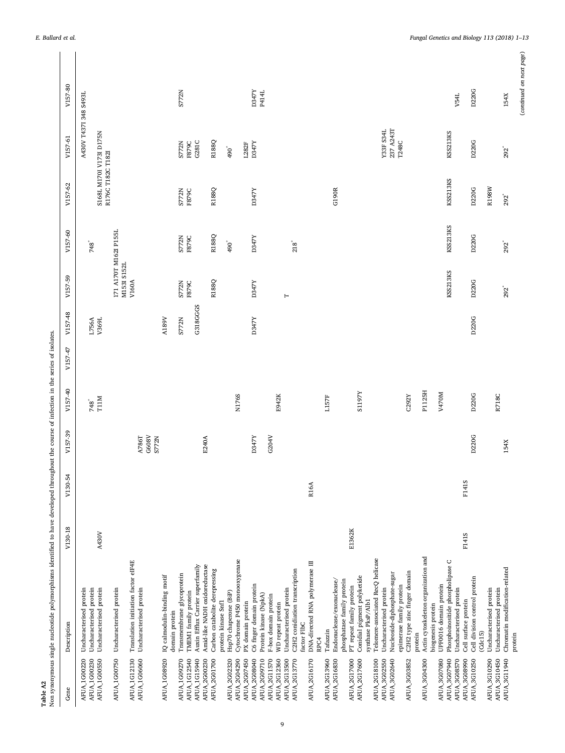**Table A2**
Non synonymous single nucleotide polymorphisms identified to have developed throughout the course of infection in the series of isolates.

| Gene | Description | V130-18 | V130-54 | V157-39 | V157-40 | V157-47 | V157-48 | V157-59 | V157-60 | V157-62 | V157-61 | V157-80 |
|---|---|---|---|---|---|---|---|---|---|---|---|---|
| AFUA_1G00220 | Uncharacterised protein | | | | | | | | | | A430V T437I 348 S493L | |
| AFUA_1G00230 | Uncharacterised protein | | | | 748* | | L756A | | 748* | | | |
| AFUA_1G00550 | Uncharacterised protein | A430V | | | T11M | | V369L | | | | S168L M170I V173I D175N R176C T182C T182I | |
| AFUA_1G00750 | Uncharacterised protein | | | | | | | I71 A170T M162I P155L M153I S152L V160A | | | | |
| AFUA_1G12130 | Translation initiation factor eIF4E | | | | | | | | | | | |
| AFUA_1G06060 | Uncharacterised protein | | | A786T G608V S772N | | | | | | | | |
| AFUA_1G08920 | IQ calmodulin-binding motif domain protein | | | | | | A189V | | | | | |
| AFUA_1G09270 | Transmembrane glycoprotein | | | | | | S772N | S772N | S772N | S772N | S772N | S772N |
| AFUA_1G12540 | TMEM1 family protein | | | | | | | F879C | F879C | F879C | F879C | |
| AFUA_1G15940 | Auxin Efflux Carrier superfamily | | | | | | G318GGGS | | | | G281C | |
| AFUA_2G00230 | Amid-like NADH oxidoreductase | | | E240A | | | | | | | | |
| AFUA_2G01700 | Carbon catabolite derepressing protein kinase Snf1 | | | | | | | R188Q | R188Q | R188Q | R188Q | |
| AFUA_2G02320 | Hsp70 chaperone (BiP) | | | | | | | | 490* | | 490* | |
| AFUA_2G04290 | Cytochrome P450 monooxygenase | | | | N176S | | | | | | | |
| AFUA_2G07450 | PX domain protein | | | | | | | | | | L282F | |
| AFUA_2G08040 | C6 finger domain protein | | | D347Y | | | D347Y | D347Y | D347Y | D347Y | D347Y | D347Y |
| AFUA_2G09710 | Protein kinase (NpkA) | | | | | | | | | | | P414L |
| AFUA_2G11570 | F-box domain protein | | | G204V | | | | | | | | |
| AFUA_2G12360 | WD repeat protein | | | | E942K | | | | | | | |
| AFUA_2G13500 | Uncharacterised protein | | | | | | | T | | | | |
| AFUA_2G13770 | C2H2 conidiation transcription factor FlbC | | | | | | | | 218* | | | |
| AFUA_2G16170 | DNA-directed RNA polymerase III RPC4 | | R16A | | | | | | | | | |
| AFUA_2G13960 | Tafazzin | | | | L157F | | | | | | | |
| AFUA_2G16830 | Endonuclease/exonuclease/phosphatase family protein | | | | | | | | | G190R | | |
| AFUA_2G17000 | PT repeat family protein | E1362K | | | | | | | | | | |
| AFUA_2G17600 | Conidial pigment polyketide synthase PksP/Alb1 | | | | S1197Y | | | | | | | |
| AFUA_2G18100 | Telomere-associated RecQ helicase | | | | | | | | | | Y33F S34L 237 A243T T248C | |
| AFUA_3G02550 | Uncharacterised protein | | | | | | | | | | | |
| AFUA_3G02640 | Nucleoside-diphosphate-sugar epimerase family protein | | | | | | | | | | | |
| AFUA_3G03852 | C2H2 type zinc finger domain protein | | | | C292Y | | | | | | | |
| AFUA_3G04300 | Actin cytoskeleton organization and biogenesis protein | | | | P1125H | | | | | | | |
| AFUA_3G07080 | UPF0016 domain protein | | | | V470M | | | | | | | |
| AFUA_3G07940 | Phosphoinositide phospholipase C | | | | | | | KSS213KS | KSS213KS | KSS213KS | KSS213KS | |
| AFUA_3G08570 | Uncharacterised protein | | | | | | | | | | | V54L |
| AFUA_3G08990 | Cell surface protein | F141S | F141S | | | | | | | | | |
| AFUA_3G10250 | Cell division control protein (Cdc15) | | | D220G | D220G | | D220G | D220G | D220G | D220G | D220G | D220G |
| AFUA_3G10290 | Uncharacterised protein | | | | | | | | | R198W | | |
| AFUA_3G10450 | Uncharacterised protein | | | | R718C | | | | | | | |
| AFUA_3G11940 | Chromatin modification-related protein | | | 154X | | | | 292* | 292* | 292* | 292* | 154X |

(continued on next page)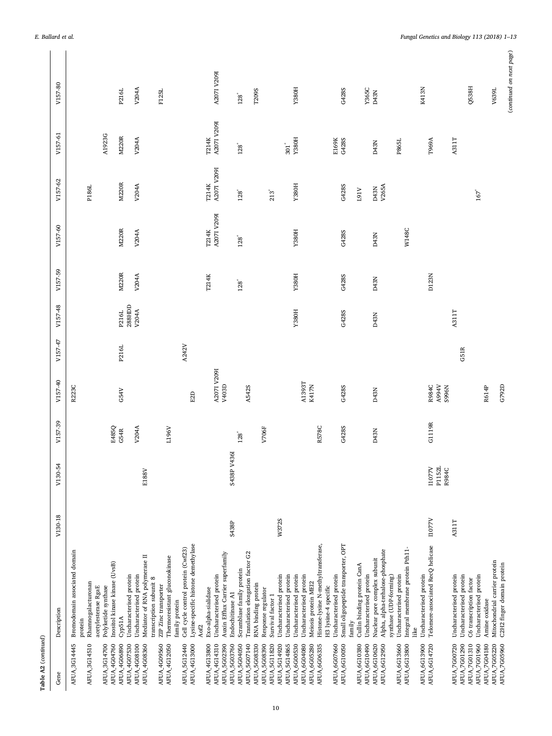Table A2 (continued)

| Gene | Description | V130-18 | V130-54 | V157-39 | V157-40 | V157-47 | V157-48 | V157-59 | V157-60 | V157-62 | V157-61 | V157-80 |
|---|---|---|---|---|---|---|---|---|---|---|---|---|
| AFUA_3G14445 | Bromodomain associated domain protein | | | | R223C | | | | | | | |
| AFUA_3G14510 | Rhamnogalacturonan acetylesterase RgaE | | | | | | | | | P186L | | |
| AFUA_3G14700 | Polyketide synthase | | | | | | | | | | A1923G | |
| AFUA_4G04760 | Inositol kinase kinase (UvsB) | | | E485Q | | | | | | | | |
| AFUA_4G06890 | Cyp51A | | | G54R | G54V | P216L | P216L | M220R | M220R | M220R | M220R | P216L |
| AFUA_4G07530 | Uncharacterised protein | | | | | | 288HDD | | | | | |
| AFUA_4G08100 | Uncharacterised protein | | E188V | V204A | | | V204A | V204A | V204A | V204A | V204A | V204A |
| AFUA_4G08360 | Mediator of RNA polymerase II transcription subunit 8 | | | | | | | | | | | |
| AFUA_4G09560 | ZIP Zinc transporter | | | | | | | | | | | F125L |
| AFUA_4G12050 | Thermoresistant gluconokinase family protein | | | L196V | | | | | | | | |
| AFUA_5G12440 | Cell cycle control protein (Cwf23) | | | | | A242V | | | | | | |
| AFUA_4G13000 | Lysine-specific histone demethylase Aof2 | | | | E2D | | | | | | | |
| AFUA_4G13800 | Exo-alpha-sialidase | | | | | | | T214K | T214K | T214K | T214K | |
| AFUA_4G14310 | Uncharacterised protein | | | | A207I V209I | | | | A207I V209I | A207I V209I | A207I V209I | A207I V209I |
| AFUA_5G02390 | Auxin Efflux Carrier superfamily | | | | V403D | | | | | | | |
| AFUA_5G03760 | Endochitinase A1 | S438P | S438P V436I | | | | | | | | | |
| AFUA_5G04050 | Scramblase family protein | | | 128* | | | | 128* | 128* | 128* | 128* | 128* |
| AFUA_5G07140 | Translation elongation factor G2 | | | | A542S | | | | | | | T209S |
| AFUA_5G08330 | RNA binding protein | | | V706F | | | | | | | | |
| AFUA_5G08390 | Response regulator | | | | | | | | | 213* | | |
| AFUA_5G11820 | Survival factor 1 | W372S | | | | | | | | | | |
| AFUA_5G14920 | Uncharacterised protein | | | | | | | | | | 301* | |
| AFUA_5G14865 | Uncharacterised protein | | | | | | Y380H | Y380H | Y380H | Y380H | Y380H | Y380H |
| AFUA_6G00530 | Uncharacterised protein | | | | A1393T | | | | | | | |
| AFUA_6G04080 | Uncharacterised protein | | | | K417N | | | | | | | |
| AFUA_6G05280 | Meiosis protein MEI2 | | | R578C | | | | | | | | |
| AFUA_6G06335 | Histone-lysine N-methyltransferase, H3 lysine-4 specific | | | | | | | | | | | |
| AFUA_6G07660 | Uncharacterised protein | | | | | | | | | | E169K | |
| AFUA_6G10050 | Small oligopeptide transporter, OPT family | | | G428S | G428S | | G428S | G428S | G428S | G428S | G428S | G428S |
| AFUA_6G10380 | Cullin binding protein CanA | | | | | | | | | L91V | | |
| AFUA_6G10490 | Uncharacterised protein | | | | | | | | | | | Y365C |
| AFUA_6G10620 | Nuclear pore complex subunit | | | D43N | D43N | | D43N | D43N | D43N | D43N | D43N | D43N |
| AFUA_6G12950 | Alpha, alpha-trehalose-phosphate synthase (UDP-forming) | | | | | | | | | V265A | | |
| AFUA_6G13660 | Uncharacterised protein | | | | | | | | | | P865L | |
| AFUA_6G13800 | Integral membrane protein Pth11-like | | | | | | | | W148C | | | |
| AFUA_6G13900 | Uncharacterised protein | | | | | | | | | | | K413N |
| AFUA_6G14720 | Telomere-associated RecQ helicase | I1077V | I1077V P1152L R984C | G1119R | R984C A994V S996N | | | D123N | | | T969A | |
| AFUA_7G00720 | Uncharacterised protein | A311T | | | | | A311T | | | | A311T | |
| AFUA_7G01290 | Uncharacterised protein | | | | | G51R | | | | | | |
| AFUA_7G01310 | C6 transcription factor | | | | | | | | | 167* | | Q538H |
| AFUA_7G01960 | Uncharacterised protein | | | | | | | | | | | |
| AFUA_7G04180 | Amine oxidase | | | | R614P | | | | | | | |
| AFUA_7G05220 | Mitochondrial carrier protein | | | | | | | | | | | V639L |
| AFUA_7G05960 | C2H2 finger domain protein | | | | G792D | | | | | | | |

(continued on next page)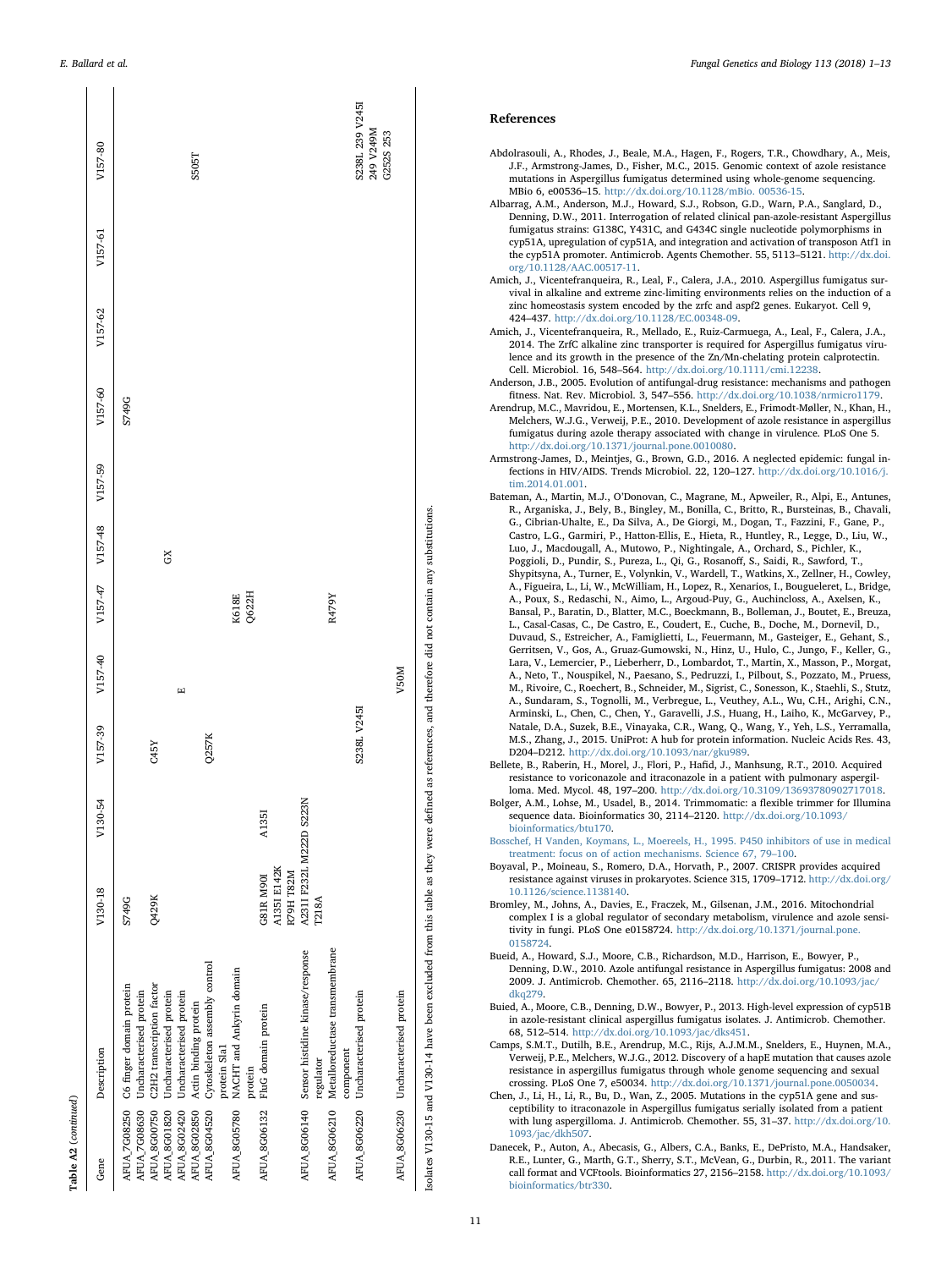**Table A2** (*continued*)

| Gene | Description | V130-18 | V130-54 | V157-39 | V157-40 | V157-47 | V157-48 | V157-59 | V157-60 | V157-62 | V157-61 | V157-80 |
|---|---|---|---|---|---|---|---|---|---|---|---|---|
| AFUA_7G08250 | C6 finger domain protein | S749G | | | | | | | S749G | | | |
| AFUA_7G08630 | Uncharacterised protein | | | | | | | | | | | |
| AFUA_8G00750 | C2H2 transcription factor | Q429K | | | | | | | | | | |
| AFUA_8G01820 | Uncharacterised protein | | | C45Y | | | | | | | | |
| AFUA_8G02420 | Uncharacterised protein | | | | | | GX | | | | | |
| AFUA_8G02850 | Actin binding protein | | | | E | | | | | | | |
| AFUA_8G04520 | Cytoskeleton assembly control protein Sla1 | | | Q257K | | | | | | | | S505T |
| AFUA_8G05780 | NACHT and Ankyrin domain protein | | | | | K618E Q622H | | | | | | |
| AFUA_8G06132 | FluG domain protein | G81R M90I A135I E142K R79H T82M | A135I | | | | | | | | | |
| AFUA_8G06140 | Sensor histidine kinase/response regulator | A231I F232L M222D S223N T218A | | | | | | | | | | |
| AFUA_8G06210 | Metalloreductase transmembrane component | | | | | R479Y | | | | | | |
| AFUA_8G06220 | Uncharacterised protein | | | S238L V245I | | | | | | | | S238L 239 V245I 249 V249M G252S 253 |
| AFUA_8G06230 | Uncharacterised protein | | | | V50M | | | | | | | |

Isolates V130-15 and V130-14 have been excluded from this table as they were defined as references, and therefore did not contain any substitutions.

## References

Abdolrasouli, A., Rhodes, J., Beale, M.A., Hagen, F., Rogers, T.R., Chowdhary, A., Meis, J.F., Armstrong-James, D., Fisher, M.C., 2015. Genomic context of azole resistance mutations in Aspergillus fumigatus determined using whole-genome sequencing. MBio 6, e00536–15. http://dx.doi.org/10.1128/mBio. 00536-15.

Albarrag, A.M., Anderson, M.J., Howard, S.J., Robson, G.D., Warn, P.A., Sanglard, D., Denning, D.W., 2011. Interrogation of related clinical pan-azole-resistant Aspergillus fumigatus strains: G138C, Y431C, and G434C single nucleotide polymorphisms in cyp51A, upregulation of cyp51A, and integration and activation of transposon Atf1 in the cyp51A promoter. Antimicrob. Agents Chemother. 55, 5113–5121. http://dx.doi.org/10.1128/AAC.00517-11.

Amich, J., Vicentefranqueira, R., Leal, F., Calera, J.A., 2010. Aspergillus fumigatus survival in alkaline and extreme zinc-limiting environments relies on the induction of a zinc homeostasis system encoded by the zrfc and aspf2 genes. Eukaryot. Cell 9, 424–437. http://dx.doi.org/10.1128/EC.00348-09.

Amich, J., Vicentefranqueira, R., Mellado, E., Ruiz-Carmuega, A., Leal, F., Calera, J.A., 2014. The ZrfC alkaline zinc transporter is required for Aspergillus fumigatus virulence and its growth in the presence of the Zn/Mn-chelating protein calprotectin. Cell. Microbiol. 16, 548–564. http://dx.doi.org/10.1111/cmi.12238.

Anderson, J.B., 2005. Evolution of antifungal-drug resistance: mechanisms and pathogen fitness. Nat. Rev. Microbiol. 3, 547–556. http://dx.doi.org/10.1038/nrmicro1179.

Arendrup, M.C., Mavridou, E., Mortensen, K.L., Snelders, E., Frimodt-Møller, N., Khan, H., Melchers, W.J.G., Verweij, P.E., 2010. Development of azole resistance in aspergillus fumigatus during azole therapy associated with change in virulence. PLoS One 5. http://dx.doi.org/10.1371/journal.pone.0010080.

Armstrong-James, D., Meintjes, G., Brown, G.D., 2016. A neglected epidemic: fungal infections in HIV/AIDS. Trends Microbiol. 22, 120–127. http://dx.doi.org/10.1016/j.tim.2014.01.001.

Bateman, A., Martin, M.J., O'Donovan, C., Magrane, M., Apweiler, R., Alpi, E., Antunes, R., Arganiska, J., Bely, B., Bingley, M., Bonilla, C., Britto, R., Bursteinas, B., Chavali, G., Cibrian-Uhalte, E., Da Silva, A., De Giorgi, M., Dogan, T., Fazzini, F., Gane, P., Castro, L.G., Garmiri, P., Hatton-Ellis, E., Hieta, R., Huntley, R., Legge, D., Liu, W., Luo, J., Macdougall, A., Mutowo, P., Nightingale, A., Orchard, S., Pichler, K., Poggioli, D., Pundir, S., Pureza, L., Qi, G., Rosanoff, S., Saidi, R., Sawford, T., Shypitsyna, A., Turner, E., Volynkin, V., Wardell, T., Watkins, X., Zellner, H., Cowley, A., Figueira, L., Li, W., McWilliam, H., Lopez, R., Xenarios, I., Bougueleret, L., Bridge, A., Poux, S., Redaschi, N., Aimo, L., Argoud-Puy, G., Auchincloss, A., Axelsen, K., Bansal, P., Baratin, D., Blatter, M.C., Boeckmann, B., Bolleman, J., Boutet, E., Breuza, L., Casal-Casas, C., De Castro, E., Coudert, E., Cuche, B., Doche, M., Dornevil, D., Duvaud, S., Estreicher, A., Famiglietti, L., Feuermann, M., Gasteiger, E., Gehant, S., Gerritsen, V., Gos, A., Gruaz-Gumowski, N., Hinz, U., Hulo, C., Jungo, F., Keller, G., Lara, V., Lemercier, P., Lieberherr, D., Lombardot, T., Martin, X., Masson, P., Morgat, A., Neto, T., Nouspikel, N., Paesano, S., Pedruzzi, I., Pilbout, S., Pozzato, M., Pruess, M., Rivoire, C., Roechert, B., Schneider, M., Sigrist, C., Sonesson, K., Staehli, S., Stutz, A., Sundaram, S., Tognolli, M., Verbregue, L., Veuthey, A.L., Wu, C.H., Arighi, C.N., Arminski, L., Chen, C., Chen, Y., Garavelli, J.S., Huang, H., Laiho, K., McGarvey, P., Natale, D.A., Suzek, B.E., Vinayaka, C.R., Wang, Q., Wang, Y., Yeh, L.S., Yerramalla, M.S., Zhang, J., 2015. UniProt: A hub for protein information. Nucleic Acids Res. 43, D204–D212. http://dx.doi.org/10.1093/nar/gku989.

Bellete, B., Raberin, H., Morel, J., Flori, P., Hafid, J., Manhsung, R.T., 2010. Acquired resistance to voriconazole and itraconazole in a patient with pulmonary aspergilloma. Med. Mycol. 48, 197–200. http://dx.doi.org/10.3109/13693780902717018.

Bolger, A.M., Lohse, M., Usadel, B., 2014. Trimmomatic: a flexible trimmer for Illumina sequence data. Bioinformatics 30, 2114–2120. http://dx.doi.org/10.1093/bioinformatics/btu170.

Bosschef, H Vanden, Koymans, L., Moereels, H., 1995. P450 inhibitors of use in medical treatment: focus on of action mechanisms. Science 67, 79–100.

Boyaval, P., Moineau, S., Romero, D.A., Horvath, P., 2007. CRISPR provides acquired resistance against viruses in prokaryotes. Science 315, 1709–1712. http://dx.doi.org/10.1126/science.1138140.

Bromley, M., Johns, A., Davies, E., Fraczek, M., Gilsenan, J.M., 2016. Mitochondrial complex I is a global regulator of secondary metabolism, virulence and azole sensitivity in fungi. PLoS One e0158724. http://dx.doi.org/10.1371/journal.pone.0158724.

Bueid, A., Howard, S.J., Moore, C.B., Richardson, M.D., Harrison, E., Bowyer, P., Denning, D.W., 2010. Azole antifungal resistance in Aspergillus fumigatus: 2008 and 2009. J. Antimicrob. Chemother. 65, 2116–2118. http://dx.doi.org/10.1093/jac/dkq279.

Buied, A., Moore, C.B., Denning, D.W., Bowyer, P., 2013. High-level expression of cyp51B in azole-resistant clinical aspergillus fumigatus isolates. J. Antimicrob. Chemother. 68, 512–514. http://dx.doi.org/10.1093/jac/dks451.

Camps, S.M.T., Dutilh, B.E., Arendrup, M.C., Rijs, A.J.M.M., Snelders, E., Huynen, M.A., Verweij, P.E., Melchers, W.J.G., 2012. Discovery of a hapE mutation that causes azole resistance in aspergillus fumigatus through whole genome sequencing and sexual crossing. PLoS One 7, e50034. http://dx.doi.org/10.1371/journal.pone.0050034.

Chen, J., Li, H., Li, R., Bu, D., Wan, Z., 2005. Mutations in the cyp51A gene and susceptibility to itraconazole in Aspergillus fumigatus serially isolated from a patient with lung aspergilloma. J. Antimicrob. Chemother. 55, 31–37. http://dx.doi.org/10.1093/jac/dkh507.

Danecek, P., Auton, A., Abecasis, G., Albers, C.A., Banks, E., DePristo, M.A., Handsaker, R.E., Lunter, G., Marth, G.T., Sherry, S.T., McVean, G., Durbin, R., 2011. The variant call format and VCFtools. Bioinformatics 27, 2156–2158. http://dx.doi.org/10.1093/bioinformatics/btr330.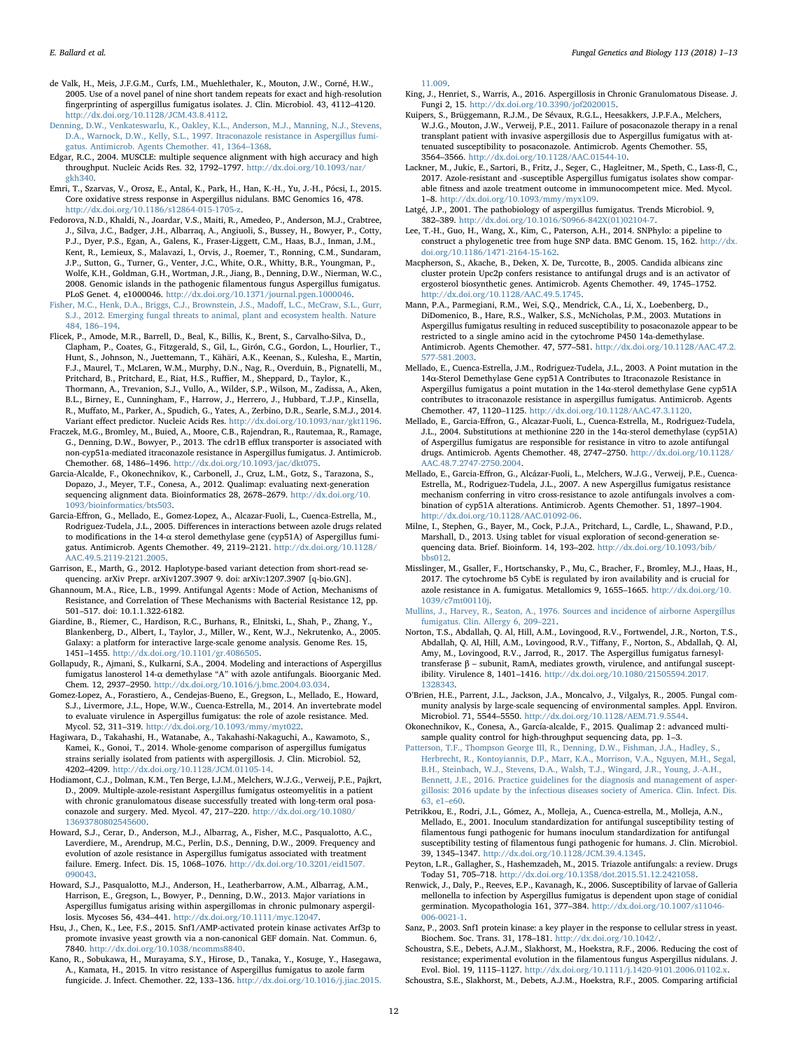de Valk, H., Meis, J.F.G.M., Curfs, I.M., Muehlethaler, K., Mouton, J.W., Corné, H.W., 2005. Use of a novel panel of nine short tandem repeats for exact and high-resolution fingerprinting of aspergillus fumigatus isolates. J. Clin. Microbiol. 43, 4112–4120. http://dx.doi.org/10.1128/JCM.43.8.4112.

Denning, D.W., Venkateswarlu, K., Oakley, K.L., Anderson, M.J., Manning, N.J., Stevens, D.A., Warnock, D.W., Kelly, S.L., 1997. Itraconazole resistance in Aspergillus fumigatus. Antimicrob. Agents Chemother. 41, 1364–1368.

Edgar, R.C., 2004. MUSCLE: multiple sequence alignment with high accuracy and high throughput. Nucleic Acids Res. 32, 1792–1797. http://dx.doi.org/10.1093/nar/gkh340.

Emri, T., Szarvas, V., Orosz, E., Antal, K., Park, H., Han, K.-H., Yu, J.-H., Pócsi, I., 2015. Core oxidative stress response in Aspergillus nidulans. BMC Genomics 16, 478. http://dx.doi.org/10.1186/s12864-015-1705-z.

Fedorova, N.D., Khaldi, N., Joardar, V.S., Maiti, R., Amedeo, P., Anderson, M.J., Crabtree, J., Silva, J.C., Badger, J.H., Albarraq, A., Angiuoli, S., Bussey, H., Bowyer, P., Cotty, P.J., Dyer, P.S., Egan, A., Galens, K., Fraser-Liggett, C.M., Haas, B.J., Inman, J.M., Kent, R., Lemieux, S., Malavazi, I., Orvis, J., Roemer, T., Ronning, C.M., Sundaram, J.P., Sutton, G., Turner, G., Venter, J.C., White, O.R., Whitty, B.R., Youngman, P., Wolfe, K.H., Goldman, G.H., Wortman, J.R., Jiang, B., Denning, D.W., Nierman, W.C., 2008. Genomic islands in the pathogenic filamentous fungus Aspergillus fumigatus. PLoS Genet. 4, e1000046. http://dx.doi.org/10.1371/journal.pgen.1000046.

Fisher, M.C., Henk, D.A., Briggs, C.J., Brownstein, J.S., Madoff, L.C., McCraw, S.L., Gurr, S.J., 2012. Emerging fungal threats to animal, plant and ecosystem health. Nature 484, 186–194.

Flicek, P., Amode, M.R., Barrell, D., Beal, K., Billis, K., Brent, S., Carvalho-Silva, D., Clapham, P., Coates, G., Fitzgerald, S., Gil, L., Girón, C.G., Gordon, L., Hourlier, T., Hunt, S., Johnson, N., Juettemann, T., Kähäri, A.K., Keenan, S., Kulesha, E., Martin, F.J., Maurel, T., McLaren, W.M., Murphy, D.N., Nag, R., Overduin, B., Pignatelli, M., Pritchard, B., Pritchard, E., Riat, H.S., Ruffier, M., Sheppard, D., Taylor, K., Thormann, A., Trevanion, S.J., Vullo, A., Wilder, S.P., Wilson, M., Zadissa, A., Aken, B.L., Birney, E., Cunningham, F., Harrow, J., Herrero, J., Hubbard, T.J.P., Kinsella, R., Muffato, M., Parker, A., Spudich, G., Yates, A., Zerbino, D.R., Searle, S.M.J., 2014. Variant effect predictor. Nucleic Acids Res. http://dx.doi.org/10.1093/nar/gkt1196.

Fraczek, M.G., Bromley, M., Buied, A., Moore, C.B., Rajendran, R., Rautemaa, R., Ramage, G., Denning, D.W., Bowyer, P., 2013. The cdr1B efflux transporter is associated with non-cyp51a-mediated itraconazole resistance in Aspergillus fumigatus. J. Antimicrob. Chemother. 68, 1486–1496. http://dx.doi.org/10.1093/jac/dkt075.

Garcia-Alcalde, F., Okonechnikov, K., Carbonell, J., Cruz, L.M., Gotz, S., Tarazona, S., Dopazo, J., Meyer, T.F., Conesa, A., 2012. Qualimap: evaluating next-generation sequencing alignment data. Bioinformatics 28, 2678–2679. http://dx.doi.org/10.1093/bioinformatics/bts503.

Garcia-Effron, G., Mellado, E., Gomez-Lopez, A., Alcazar-Fuoli, L., Cuenca-Estrella, M., Rodriguez-Tudela, J.L., 2005. Differences in interactions between azole drugs related to modifications in the 14-α sterol demethylase gene (cyp51A) of Aspergillus fumigatus. Antimicrob. Agents Chemother. 49, 2119–2121. http://dx.doi.org/10.1128/AAC.49.5.2119-2121.2005.

Garrison, E., Marth, G., 2012. Haplotype-based variant detection from short-read sequencing. arXiv Prepr. arXiv1207.3907 9. doi: arXiv:1207.3907 [q-bio.GN].

Ghannoum, M.A., Rice, L.B., 1999. Antifungal Agents : Mode of Action, Mechanisms of Resistance, and Correlation of These Mechanisms with Bacterial Resistance 12, pp. 501–517. doi: 10.1.1.322-6182.

Giardine, B., Riemer, C., Hardison, R.C., Burhans, R., Elnitski, L., Shah, P., Zhang, Y., Blankenberg, D., Albert, I., Taylor, J., Miller, W., Kent, W.J., Nekrutenko, A., 2005. Galaxy: a platform for interactive large-scale genome analysis. Genome Res. 15, 1451–1455. http://dx.doi.org/10.1101/gr.4086505.

Gollapudy, R., Ajmani, S., Kulkarni, S.A., 2004. Modeling and interactions of Aspergillus fumigatus lanosterol 14-α demethylase "A" with azole antifungals. Bioorganic Med. Chem. 12, 2937–2950. http://dx.doi.org/10.1016/j.bmc.2004.03.034.

Gomez-Lopez, A., Forastiero, A., Cendejas-Bueno, E., Gregson, L., Mellado, E., Howard, S.J., Livermore, J.L., Hope, W.W., Cuenca-Estrella, M., 2014. An invertebrate model to evaluate virulence in Aspergillus fumigatus: the role of azole resistance. Med. Mycol. 52, 311–319. http://dx.doi.org/10.1093/mmy/myt022.

Hagiwara, D., Takahashi, H., Watanabe, A., Takahashi-Nakaguchi, A., Kawamoto, S., Kamei, K., Gonoi, T., 2014. Whole-genome comparison of aspergillus fumigatus strains serially isolated from patients with aspergillosis. J. Clin. Microbiol. 52, 4202–4209. http://dx.doi.org/10.1128/JCM.01105-14.

Hodiamont, C.J., Dolman, K.M., Ten Berge, I.J.M., Melchers, W.J.G., Verweij, P.E., Pajkrt, D., 2009. Multiple-azole-resistant Aspergillus fumigatus osteomyelitis in a patient with chronic granulomatous disease successfully treated with long-term oral posaconazole and surgery. Med. Mycol. 47, 217–220. http://dx.doi.org/10.1080/13693780802545600.

Howard, S.J., Cerar, D., Anderson, M.J., Albarrag, A., Fisher, M.C., Pasqualotto, A.C., Laverdiere, M., Arendrup, M.C., Perlin, D.S., Denning, D.W., 2009. Frequency and evolution of azole resistance in Aspergillus fumigatus associated with treatment failure. Emerg. Infect. Dis. 15, 1068–1076. http://dx.doi.org/10.3201/eid1507.090043.

Howard, S.J., Pasqualotto, A.C., Anderson, M.J., Leatherbarrow, A.M., Albarrag, A.M., Harrison, E., Gregson, L., Bowyer, P., Denning, D.W., 2013. Major variations in Aspergillus fumigatus arising within aspergillomas in chronic pulmonary aspergillosis. Mycoses 56, 434–441. http://dx.doi.org/10.1111/myc.12047.

Hsu, J., Chen, K., Lee, F.S., 2015. Snf1/AMP-activated protein kinase activates Arf3p to promote invasive yeast growth via a non-canonical GEF domain. Nat. Commun. 6, 7840. http://dx.doi.org/10.1038/ncomms8840.

Kano, R., Sobukawa, H., Murayama, S.Y., Hirose, D., Tanaka, Y., Kosuge, Y., Hasegawa, A., Kamata, H., 2015. In vitro resistance of Aspergillus fumigatus to azole farm fungicide. J. Infect. Chemother. 22, 133–136. http://dx.doi.org/10.1016/j.jiac.2015.11.009.

King, J., Henriet, S., Warris, A., 2016. Aspergillosis in Chronic Granulomatous Disease. J. Fungi 2, 15. http://dx.doi.org/10.3390/jof2020015.

Kuipers, S., Brüggemann, R.J.M., De Sévaux, R.G.L., Heesakkers, J.P.F.A., Melchers, W.J.G., Mouton, J.W., Verweij, P.E., 2011. Failure of posaconazole therapy in a renal transplant patient with invasive aspergillosis due to Aspergillus fumigatus with attenuated susceptibility to posaconazole. Antimicrob. Agents Chemother. 55, 3564–3566. http://dx.doi.org/10.1128/AAC.01544-10.

Lackner, M., Jukic, E., Sartori, B., Fritz, J., Seger, C., Hagleitner, M., Speth, C., Lass-fl, C., 2017. Azole-resistant and -susceptible Aspergillus fumigatus isolates show comparable fitness and azole treatment outcome in immunocompetent mice. Med. Mycol. 1–8. http://dx.doi.org/10.1093/mmy/myx109.

Latgé, J.P., 2001. The pathobiology of aspergillus fumigatus. Trends Microbiol. 9, 382–389. http://dx.doi.org/10.1016/S0966-842X(01)02104-7.

Lee, T.-H., Guo, H., Wang, X., Kim, C., Paterson, A.H., 2014. SNPhylo: a pipeline to construct a phylogenetic tree from huge SNP data. BMC Genom. 15, 162. http://dx.doi.org/10.1186/1471-2164-15-162.

Macpherson, S., Akache, B., Deken, X. De, Turcotte, B., 2005. Candida albicans zinc cluster protein Upc2p confers resistance to antifungal drugs and is an activator of ergosterol biosynthetic genes. Antimicrob. Agents Chemother. 49, 1745–1752. http://dx.doi.org/10.1128/AAC.49.5.1745.

Mann, P.A., Parmegiani, R.M., Wei, S.Q., Mendrick, C.A., Li, X., Loebenberg, D., DiDomenico, B., Hare, R.S., Walker, S.S., McNicholas, P.M., 2003. Mutations in Aspergillus fumigatus resulting in reduced susceptibility to posaconazole appear to be restricted to a single amino acid in the cytochrome P450 14a-demethylase. Antimicrob. Agents Chemother. 47, 577–581. http://dx.doi.org/10.1128/AAC.47.2.577-581.2003.

Mellado, E., Cuenca-Estrella, J.M., Rodriguez-Tudela, J.L., 2003. A Point mutation in the 14α-Sterol Demethylase Gene cyp51A Contributes to Itraconazole Resistance in Aspergillus fumigatus a point mutation in the 14α-sterol demethylase Gene cyp51A contributes to itraconazole resistance in aspergillus fumigatus. Antimicrob. Agents Chemother. 47, 1120–1125. http://dx.doi.org/10.1128/AAC.47.3.1120.

Mellado, E., Garcia-Effron, G., Alcazar-Fuoli, L., Cuenca-Estrella, M., Rodriguez-Tudela, J.L., 2004. Substitutions at methionine 220 in the 14α-sterol demethylase (cyp51A) of Aspergillus fumigatus are responsible for resistance in vitro to azole antifungal drugs. Antimicrob. Agents Chemother. 48, 2747–2750. http://dx.doi.org/10.1128/AAC.48.7.2747-2750.2004.

Mellado, E., Garcia-Effron, G., Alcázar-Fuoli, L., Melchers, W.J.G., Verweij, P.E., Cuenca-Estrella, M., Rodriguez-Tudela, J.L., 2007. A new Aspergillus fumigatus resistance mechanism conferring in vitro cross-resistance to azole antifungals involves a combination of cyp51A alterations. Antimicrob. Agents Chemother. 51, 1897–1904. http://dx.doi.org/10.1128/AAC.01092-06.

Milne, I., Stephen, G., Bayer, M., Cock, P.J.A., Pritchard, L., Cardle, L., Shawand, P.D., Marshall, D., 2013. Using tablet for visual exploration of second-generation sequencing data. Brief. Bioinform. 14, 193–202. http://dx.doi.org/10.1093/bib/bbs012.

Misslinger, M., Gsaller, F., Hortschansky, P., Mu, C., Bracher, F., Bromley, M.J., Haas, H., 2017. The cytochrome b5 CybE is regulated by iron availability and is crucial for azole resistance in A. fumigatus. Metallomics 9, 1655–1665. http://dx.doi.org/10.1039/c7mt00110j.

Mullins, J., Harvey, R., Seaton, A., 1976. Sources and incidence of airborne Aspergillus fumigatus. Clin. Allergy 6, 209–221.

Norton, T.S., Abdallah, Q. Al, Hill, A.M., Lovingood, R.V., Fortwendel, J.R., Norton, T.S., Abdallah, Q. Al, Hill, A.M., Lovingood, R.V., Tiffany, F., Norton, S., Abdallah, Q. Al, Amy, M., Lovingood, R.V., Jarrod, R., 2017. The Aspergillus fumigatus farnesyltransferase β – subunit, RamA, mediates growth, virulence, and antifungal susceptibility. Virulence 8, 1401–1416. http://dx.doi.org/10.1080/21505594.2017.1328343.

O'Brien, H.E., Parrent, J.L., Jackson, J.A., Moncalvo, J., Vilgalys, R., 2005. Fungal community analysis by large-scale sequencing of environmental samples. Appl. Environ. Microbiol. 71, 5544–5550. http://dx.doi.org/10.1128/AEM.71.9.5544.

Okonechnikov, K., Conesa, A., García-alcalde, F., 2015. Qualimap 2 : advanced multi-sample quality control for high-throughput sequencing data, pp. 1–3.

Patterson, T.F., Thompson George III, R., Denning, D.W., Fishman, J.A., Hadley, S., Herbrecht, R., Kontoyiannis, D.P., Marr, K.A., Morrison, V.A., Nguyen, M.H., Segal, B.H., Steinbach, W.J., Stevens, D.A., Walsh, T.J., Wingard, J.R., Young, J.-A.H., Bennett, J.E., 2016. Practice guidelines for the diagnosis and management of aspergillosis: 2016 update by the infectious diseases society of America. Clin. Infect. Dis. 63, e1–e60.

Petrikkou, E., Rodri, J.L., Gómez, A., Molleja, A., Cuenca-estrella, M., Molleja, A.N., Mellado, E., 2001. Inoculum standardization for antifungal susceptibility testing of filamentous fungi pathogenic for humans inoculum standardization for antifungal susceptibility testing of filamentous fungi pathogenic for humans. J. Clin. Microbiol. 39, 1345–1347. http://dx.doi.org/10.1128/JCM.39.4.1345.

Peyton, L.R., Gallagher, S., Hashemzadeh, M., 2015. Triazole antifungals: a review. Drugs Today 51, 705–718. http://dx.doi.org/10.1358/dot.2015.51.12.2421058.

Renwick, J., Daly, P., Reeves, E.P., Kavanagh, K., 2006. Susceptibility of larvae of Galleria mellonella to infection by Aspergillus fumigatus is dependent upon stage of conidial germination. Mycopathologia 161, 377–384. http://dx.doi.org/10.1007/s11046-006-0021-1.

Sanz, P., 2003. Snf1 protein kinase: a key player in the response to cellular stress in yeast. Biochem. Soc. Trans. 31, 178–181. http://dx.doi.org/10.1042/.

Schoustra, S.E., Debets, A.J.M., Slakhorst, M., Hoekstra, R.F., 2006. Reducing the cost of resistance; experimental evolution in the filamentous fungus Aspergillus nidulans. J. Evol. Biol. 19, 1115–1127. http://dx.doi.org/10.1111/j.1420-9101.2006.01102.x.

Schoustra, S.E., Slakhorst, M., Debets, A.J.M., Hoekstra, R.F., 2005. Comparing artificial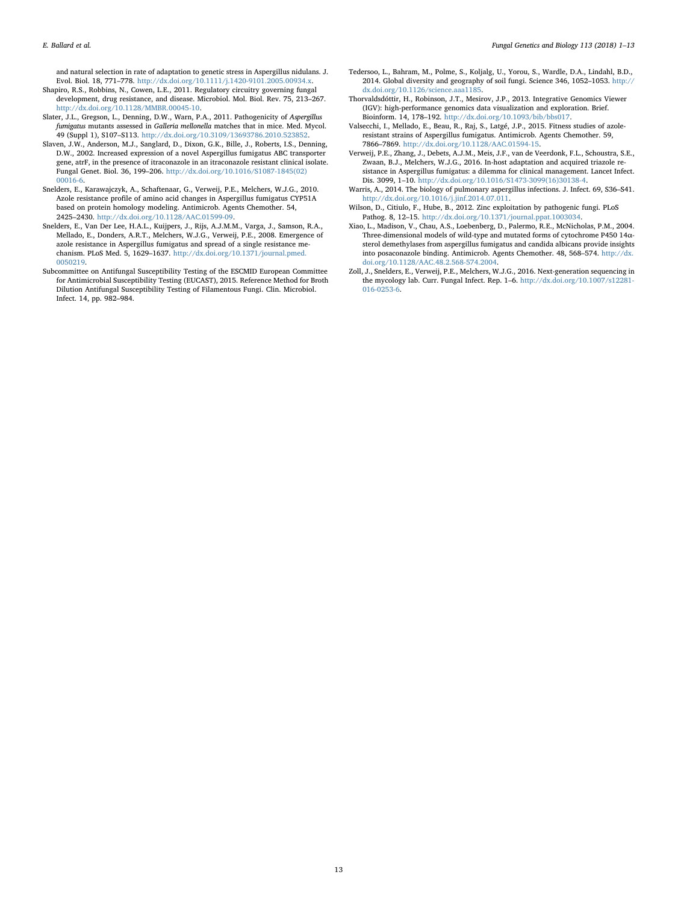and natural selection in rate of adaptation to genetic stress in Aspergillus nidulans. J. Evol. Biol. 18, 771–778. http://dx.doi.org/10.1111/j.1420-9101.2005.00934.x.

Shapiro, R.S., Robbins, N., Cowen, L.E., 2011. Regulatory circuitry governing fungal development, drug resistance, and disease. Microbiol. Mol. Biol. Rev. 75, 213–267. http://dx.doi.org/10.1128/MMBR.00045-10.

Slater, J.L., Gregson, L., Denning, D.W., Warn, P.A., 2011. Pathogenicity of *Aspergillus fumigatus* mutants assessed in *Galleria mellonella* matches that in mice. Med. Mycol. 49 (Suppl 1), S107–S113. http://dx.doi.org/10.3109/13693786.2010.523852.

Slaven, J.W., Anderson, M.J., Sanglard, D., Dixon, G.K., Bille, J., Roberts, I.S., Denning, D.W., 2002. Increased expression of a novel Aspergillus fumigatus ABC transporter gene, atrF, in the presence of itraconazole in an itraconazole resistant clinical isolate. Fungal Genet. Biol. 36, 199–206. http://dx.doi.org/10.1016/S1087-1845(02)00016-6.

Snelders, E., Karawajczyk, A., Schaftenaar, G., Verweij, P.E., Melchers, W.J.G., 2010. Azole resistance profile of amino acid changes in Aspergillus fumigatus CYP51A based on protein homology modeling. Antimicrob. Agents Chemother. 54, 2425–2430. http://dx.doi.org/10.1128/AAC.01599-09.

Snelders, E., Van Der Lee, H.A.L., Kuijpers, J., Rijs, A.J.M.M., Varga, J., Samson, R.A., Mellado, E., Donders, A.R.T., Melchers, W.J.G., Verweij, P.E., 2008. Emergence of azole resistance in Aspergillus fumigatus and spread of a single resistance mechanism. PLoS Med. 5, 1629–1637. http://dx.doi.org/10.1371/journal.pmed.0050219.

Subcommittee on Antifungal Susceptibility Testing of the ESCMID European Committee for Antimicrobial Susceptibility Testing (EUCAST), 2015. Reference Method for Broth Dilution Antifungal Susceptibility Testing of Filamentous Fungi. Clin. Microbiol. Infect. 14, pp. 982–984.

Tedersoo, L., Bahram, M., Polme, S., Koljalg, U., Yorou, S., Wardle, D.A., Lindahl, B.D., 2014. Global diversity and geography of soil fungi. Science 346, 1052–1053. http://dx.doi.org/10.1126/science.aaa1185.

Thorvaldsdóttir, H., Robinson, J.T., Mesirov, J.P., 2013. Integrative Genomics Viewer (IGV): high-performance genomics data visualization and exploration. Brief. Bioinform. 14, 178–192. http://dx.doi.org/10.1093/bib/bbs017.

Valsecchi, I., Mellado, E., Beau, R., Raj, S., Latgé, J.P., 2015. Fitness studies of azole-resistant strains of Aspergillus fumigatus. Antimicrob. Agents Chemother. 59, 7866–7869. http://dx.doi.org/10.1128/AAC.01594-15.

Verweij, P.E., Zhang, J., Debets, A.J.M., Meis, J.F., van de Veerdonk, F.L., Schoustra, S.E., Zwaan, B.J., Melchers, W.J.G., 2016. In-host adaptation and acquired triazole resistance in Aspergillus fumigatus: a dilemma for clinical management. Lancet Infect. Dis. 3099, 1–10. http://dx.doi.org/10.1016/S1473-3099(16)30138-4.

Warris, A., 2014. The biology of pulmonary aspergillus infections. J. Infect. 69, S36–S41. http://dx.doi.org/10.1016/j.jinf.2014.07.011.

Wilson, D., Citiulo, F., Hube, B., 2012. Zinc exploitation by pathogenic fungi. PLoS Pathog. 8, 12–15. http://dx.doi.org/10.1371/journal.ppat.1003034.

Xiao, L., Madison, V., Chau, A.S., Loebenberg, D., Palermo, R.E., McNicholas, P.M., 2004. Three-dimensional models of wild-type and mutated forms of cytochrome P450 14α-sterol demethylases from aspergillus fumigatus and candida albicans provide insights into posaconazole binding. Antimicrob. Agents Chemother. 48, 568–574. http://dx.doi.org/10.1128/AAC.48.2.568-574.2004.

Zoll, J., Snelders, E., Verweij, P.E., Melchers, W.J.G., 2016. Next-generation sequencing in the mycology lab. Curr. Fungal Infect. Rep. 1–6. http://dx.doi.org/10.1007/s12281-016-0253-6.